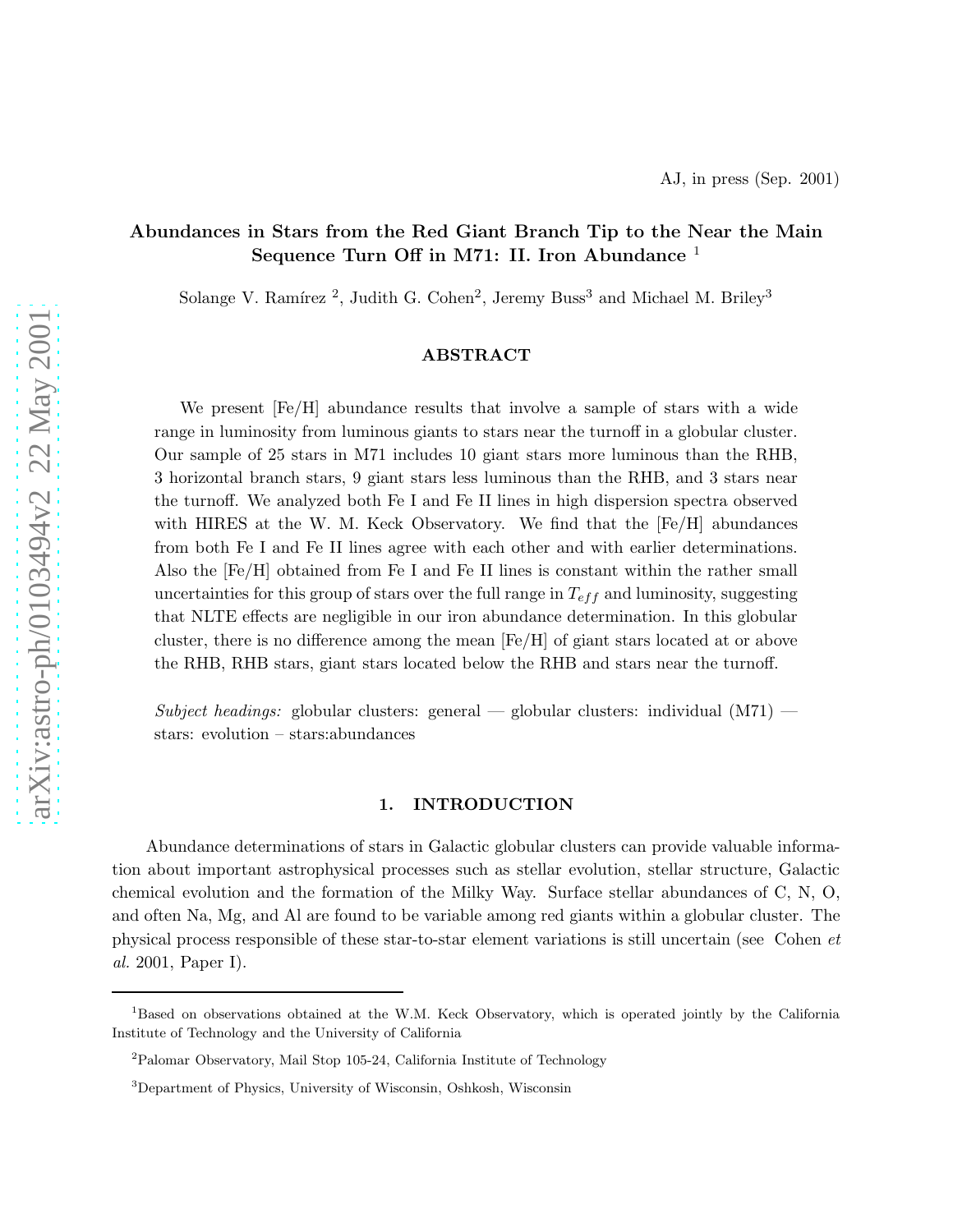AJ, in press (Sep. 2001)

# Abundances in Stars from the Red Giant Branch Tip to the Near the Main Sequence Turn Off in M71: II. Iron Abundance [1]

Solange V. Ramírez [2], Judith G. Cohen[2], Jeremy Buss[3] and Michael M. Briley[3]

## ABSTRACT

We present [Fe/H] abundance results that involve a sample of stars with a wide range in luminosity from luminous giants to stars near the turnoff in a globular cluster. Our sample of 25 stars in M71 includes 10 giant stars more luminous than the RHB, 3 horizontal branch stars, 9 giant stars less luminous than the RHB, and 3 stars near the turnoff. We analyzed both Fe I and Fe II lines in high dispersion spectra observed with HIRES at the W. M. Keck Observatory. We find that the [Fe/H] abundances from both Fe I and Fe II lines agree with each other and with earlier determinations. Also the [Fe/H] obtained from Fe I and Fe II lines is constant within the rather small uncertainties for this group of stars over the full range in $T_{eff}$ and luminosity, suggesting that NLTE effects are negligible in our iron abundance determination. In this globular cluster, there is no difference among the mean [Fe/H] of giant stars located at or above the RHB, RHB stars, giant stars located below the RHB and stars near the turnoff.

*Subject headings:* globular clusters: general — globular clusters: individual (M71) — stars: evolution – stars:abundances

## 1. INTRODUCTION

Abundance determinations of stars in Galactic globular clusters can provide valuable information about important astrophysical processes such as stellar evolution, stellar structure, Galactic chemical evolution and the formation of the Milky Way. Surface stellar abundances of C, N, O, and often Na, Mg, and Al are found to be variable among red giants within a globular cluster. The physical process responsible of these star-to-star element variations is still uncertain (see Cohen *et al.* 2001, Paper I).

[1] Based on observations obtained at the W.M. Keck Observatory, which is operated jointly by the California Institute of Technology and the University of California

[2] Palomar Observatory, Mail Stop 105-24, California Institute of Technology

[3] Department of Physics, University of Wisconsin, Oshkosh, Wisconsin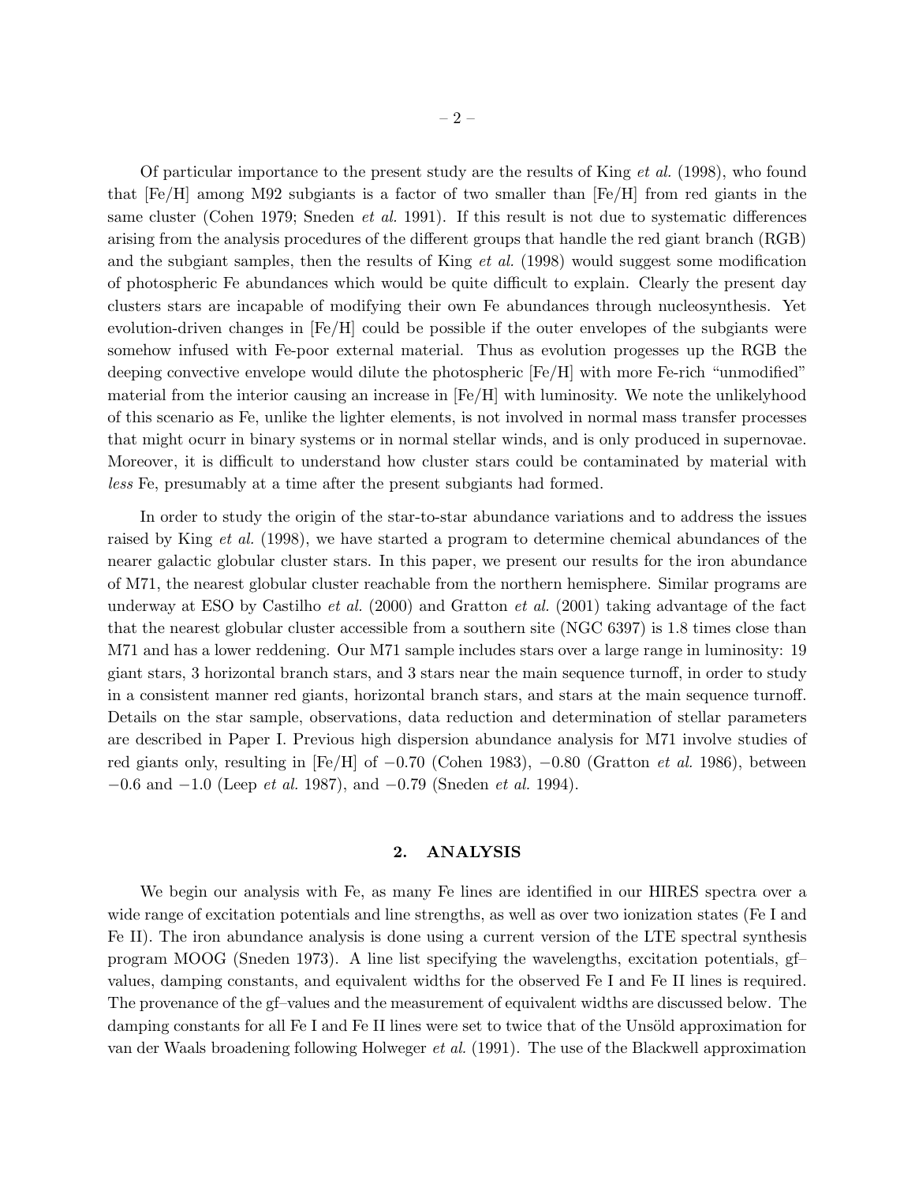Of particular importance to the present study are the results of King *et al.* (1998), who found that [Fe/H] among M92 subgiants is a factor of two smaller than [Fe/H] from red giants in the same cluster (Cohen 1979; Sneden *et al.* 1991). If this result is not due to systematic differences arising from the analysis procedures of the different groups that handle the red giant branch (RGB) and the subgiant samples, then the results of King *et al.* (1998) would suggest some modification of photospheric Fe abundances which would be quite difficult to explain. Clearly the present day clusters stars are incapable of modifying their own Fe abundances through nucleosynthesis. Yet evolution-driven changes in [Fe/H] could be possible if the outer envelopes of the subgiants were somehow infused with Fe-poor external material. Thus as evolution progesses up the RGB the deeping convective envelope would dilute the photospheric [Fe/H] with more Fe-rich "unmodified" material from the interior causing an increase in [Fe/H] with luminosity. We note the unlikelyhood of this scenario as Fe, unlike the lighter elements, is not involved in normal mass transfer processes that might ocurr in binary systems or in normal stellar winds, and is only produced in supernovae. Moreover, it is difficult to understand how cluster stars could be contaminated by material with *less* Fe, presumably at a time after the present subgiants had formed.

In order to study the origin of the star-to-star abundance variations and to address the issues raised by King *et al.* (1998), we have started a program to determine chemical abundances of the nearer galactic globular cluster stars. In this paper, we present our results for the iron abundance of M71, the nearest globular cluster reachable from the northern hemisphere. Similar programs are underway at ESO by Castilho *et al.* (2000) and Gratton *et al.* (2001) taking advantage of the fact that the nearest globular cluster accessible from a southern site (NGC 6397) is 1.8 times close than M71 and has a lower reddening. Our M71 sample includes stars over a large range in luminosity: 19 giant stars, 3 horizontal branch stars, and 3 stars near the main sequence turnoff, in order to study in a consistent manner red giants, horizontal branch stars, and stars at the main sequence turnoff. Details on the star sample, observations, data reduction and determination of stellar parameters are described in Paper I. Previous high dispersion abundance analysis for M71 involve studies of red giants only, resulting in [Fe/H] of −0.70 (Cohen 1983), −0.80 (Gratton *et al.* 1986), between −0.6 and −1.0 (Leep *et al.* 1987), and −0.79 (Sneden *et al.* 1994).

## 2. ANALYSIS

We begin our analysis with Fe, as many Fe lines are identified in our HIRES spectra over a wide range of excitation potentials and line strengths, as well as over two ionization states (Fe I and Fe II). The iron abundance analysis is done using a current version of the LTE spectral synthesis program MOOG (Sneden 1973). A line list specifying the wavelengths, excitation potentials, gf–values, damping constants, and equivalent widths for the observed Fe I and Fe II lines is required. The provenance of the gf–values and the measurement of equivalent widths are discussed below. The damping constants for all Fe I and Fe II lines were set to twice that of the Unsöld approximation for van der Waals broadening following Holweger *et al.* (1991). The use of the Blackwell approximation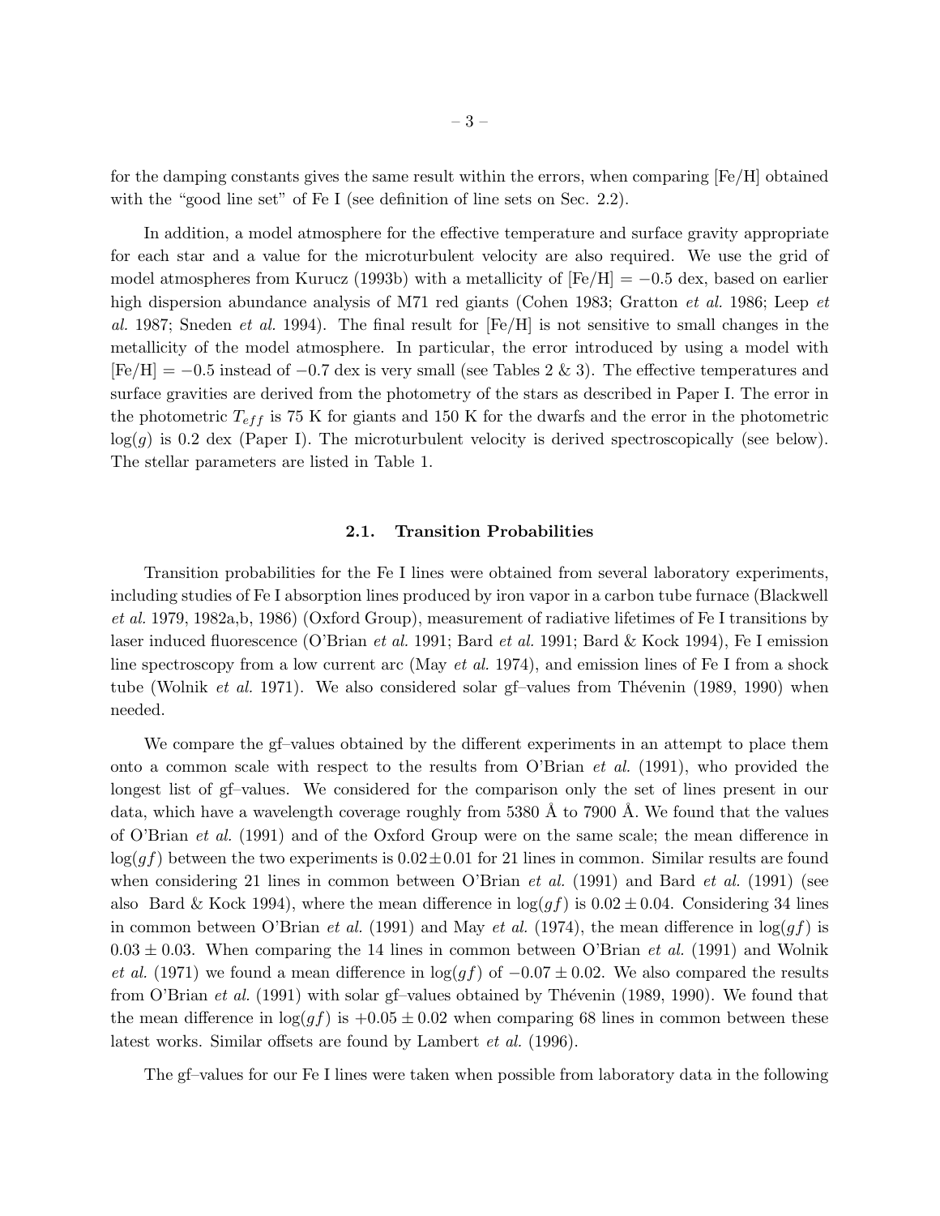for the damping constants gives the same result within the errors, when comparing [Fe/H] obtained with the "good line set" of Fe I (see definition of line sets on Sec. 2.2).

In addition, a model atmosphere for the effective temperature and surface gravity appropriate for each star and a value for the microturbulent velocity are also required. We use the grid of model atmospheres from Kurucz (1993b) with a metallicity of [Fe/H] = −0.5 dex, based on earlier high dispersion abundance analysis of M71 red giants (Cohen 1983; Gratton *et al.* 1986; Leep *et al.* 1987; Sneden *et al.* 1994). The final result for [Fe/H] is not sensitive to small changes in the metallicity of the model atmosphere. In particular, the error introduced by using a model with [Fe/H] = −0.5 instead of −0.7 dex is very small (see Tables 2 & 3). The effective temperatures and surface gravities are derived from the photometry of the stars as described in Paper I. The error in the photometric $T_{eff}$ is 75 K for giants and 150 K for the dwarfs and the error in the photometric $\log(g)$ is 0.2 dex (Paper I). The microturbulent velocity is derived spectroscopically (see below). The stellar parameters are listed in Table 1.

### 2.1. Transition Probabilities

Transition probabilities for the Fe I lines were obtained from several laboratory experiments, including studies of Fe I absorption lines produced by iron vapor in a carbon tube furnace (Blackwell *et al.* 1979, 1982a,b, 1986) (Oxford Group), measurement of radiative lifetimes of Fe I transitions by laser induced fluorescence (O'Brian *et al.* 1991; Bard *et al.* 1991; Bard & Kock 1994), Fe I emission line spectroscopy from a low current arc (May *et al.* 1974), and emission lines of Fe I from a shock tube (Wolnik *et al.* 1971). We also considered solar gf–values from Thévenin (1989, 1990) when needed.

We compare the gf–values obtained by the different experiments in an attempt to place them onto a common scale with respect to the results from O'Brian *et al.* (1991), who provided the longest list of gf–values. We considered for the comparison only the set of lines present in our data, which have a wavelength coverage roughly from 5380 Å to 7900 Å. We found that the values of O'Brian *et al.* (1991) and of the Oxford Group were on the same scale; the mean difference in $\log(gf)$ between the two experiments is $0.02 \pm 0.01$ for 21 lines in common. Similar results are found when considering 21 lines in common between O'Brian *et al.* (1991) and Bard *et al.* (1991) (see also Bard & Kock 1994), where the mean difference in $\log(gf)$ is $0.02 \pm 0.04$. Considering 34 lines in common between O'Brian *et al.* (1991) and May *et al.* (1974), the mean difference in $\log(gf)$ is $0.03 \pm 0.03$. When comparing the 14 lines in common between O'Brian *et al.* (1991) and Wolnik *et al.* (1971) we found a mean difference in $\log(gf)$ of $-0.07 \pm 0.02$. We also compared the results from O'Brian *et al.* (1991) with solar gf–values obtained by Thévenin (1989, 1990). We found that the mean difference in $\log(gf)$ is $+0.05 \pm 0.02$ when comparing 68 lines in common between these latest works. Similar offsets are found by Lambert *et al.* (1996).

The gf–values for our Fe I lines were taken when possible from laboratory data in the following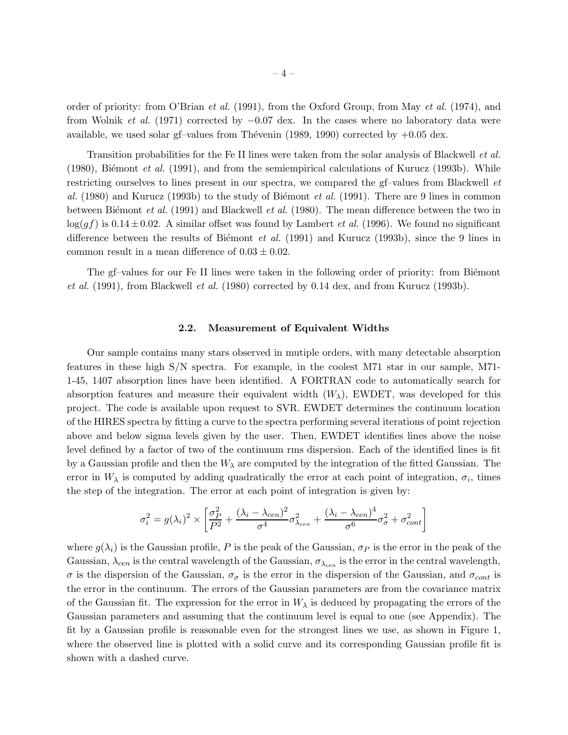order of priority: from O'Brian *et al.* (1991), from the Oxford Group, from May *et al.* (1974), and from Wolnik *et al.* (1971) corrected by −0.07 dex. In the cases where no laboratory data were available, we used solar gf–values from Thévenin (1989, 1990) corrected by +0.05 dex.

Transition probabilities for the Fe II lines were taken from the solar analysis of Blackwell *et al.* (1980), Biémont *et al.* (1991), and from the semiempirical calculations of Kurucz (1993b). While restricting ourselves to lines present in our spectra, we compared the gf–values from Blackwell *et al.* (1980) and Kurucz (1993b) to the study of Biémont *et al.* (1991). There are 9 lines in common between Biémont *et al.* (1991) and Blackwell *et al.* (1980). The mean difference between the two in $\log(gf)$ is $0.14 \pm 0.02$. A similar offset was found by Lambert *et al.* (1996). We found no significant difference between the results of Biémont *et al.* (1991) and Kurucz (1993b), since the 9 lines in common result in a mean difference of $0.03 \pm 0.02$.

The gf–values for our Fe II lines were taken in the following order of priority: from Biémont *et al.* (1991), from Blackwell *et al.* (1980) corrected by 0.14 dex, and from Kurucz (1993b).

### 2.2. Measurement of Equivalent Widths

Our sample contains many stars observed in mutiple orders, with many detectable absorption features in these high S/N spectra. For example, in the coolest M71 star in our sample, M71-1-45, 1407 absorption lines have been identified. A FORTRAN code to automatically search for absorption features and measure their equivalent width ($W_\lambda$), EWDET, was developed for this project. The code is available upon request to SVR. EWDET determines the continuum location of the HIRES spectra by fitting a curve to the spectra performing several iterations of point rejection above and below sigma levels given by the user. Then, EWDET identifies lines above the noise level defined by a factor of two of the continuum rms dispersion. Each of the identified lines is fit by a Gaussian profile and then the $W_\lambda$ are computed by the integration of the fitted Gaussian. The error in $W_\lambda$ is computed by adding quadratically the error at each point of integration, $\sigma_i$, times the step of the integration. The error at each point of integration is given by:

$$\sigma_i^2 = g(\lambda_i)^2 \times \left[ \frac{\sigma_P^2}{P^2} + \frac{(\lambda_i - \lambda_{cen})^2}{\sigma^4}\sigma_{\lambda_{cen}}^2 + \frac{(\lambda_i - \lambda_{cen})^4}{\sigma^6}\sigma_\sigma^2 + \sigma_{cont}^2 \right]$$

where $g(\lambda_i)$ is the Gaussian profile, $P$ is the peak of the Gaussian, $\sigma_P$ is the error in the peak of the Gaussian, $\lambda_{cen}$ is the central wavelength of the Gaussian, $\sigma_{\lambda_{cen}}$ is the error in the central wavelength, $\sigma$ is the dispersion of the Gaussian, $\sigma_\sigma$ is the error in the dispersion of the Gaussian, and $\sigma_{cont}$ is the error in the continuum. The errors of the Gaussian parameters are from the covariance matrix of the Gaussian fit. The expression for the error in $W_\lambda$ is deduced by propagating the errors of the Gaussian parameters and assuming that the continuum level is equal to one (see Appendix). The fit by a Gaussian profile is reasonable even for the strongest lines we use, as shown in Figure 1, where the observed line is plotted with a solid curve and its corresponding Gaussian profile fit is shown with a dashed curve.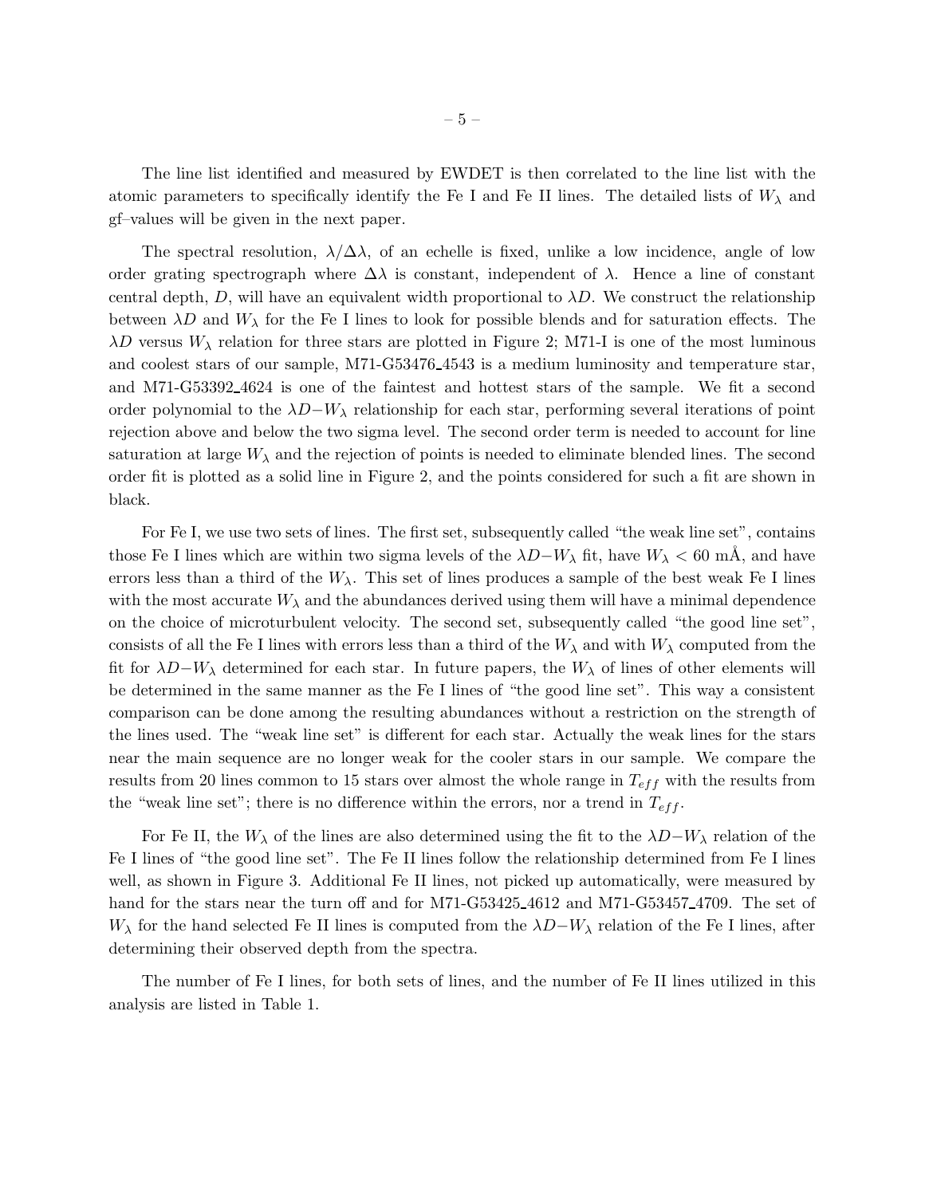The line list identified and measured by EWDET is then correlated to the line list with the atomic parameters to specifically identify the Fe I and Fe II lines. The detailed lists of $W_\lambda$ and gf–values will be given in the next paper.

The spectral resolution, $\lambda/\Delta\lambda$, of an echelle is fixed, unlike a low incidence, angle of low order grating spectrograph where $\Delta\lambda$ is constant, independent of $\lambda$. Hence a line of constant central depth, $D$, will have an equivalent width proportional to $\lambda D$. We construct the relationship between $\lambda D$ and $W_\lambda$ for the Fe I lines to look for possible blends and for saturation effects. The $\lambda D$ versus $W_\lambda$ relation for three stars are plotted in Figure 2; M71-I is one of the most luminous and coolest stars of our sample, M71-G53476_4543 is a medium luminosity and temperature star, and M71-G53392_4624 is one of the faintest and hottest stars of the sample. We fit a second order polynomial to the $\lambda D{-}W_\lambda$ relationship for each star, performing several iterations of point rejection above and below the two sigma level. The second order term is needed to account for line saturation at large $W_\lambda$ and the rejection of points is needed to eliminate blended lines. The second order fit is plotted as a solid line in Figure 2, and the points considered for such a fit are shown in black.

For Fe I, we use two sets of lines. The first set, subsequently called "the weak line set", contains those Fe I lines which are within two sigma levels of the $\lambda D{-}W_\lambda$ fit, have $W_\lambda < 60$ mÅ, and have errors less than a third of the $W_\lambda$. This set of lines produces a sample of the best weak Fe I lines with the most accurate $W_\lambda$ and the abundances derived using them will have a minimal dependence on the choice of microturbulent velocity. The second set, subsequently called "the good line set", consists of all the Fe I lines with errors less than a third of the $W_\lambda$ and with $W_\lambda$ computed from the fit for $\lambda D{-}W_\lambda$ determined for each star. In future papers, the $W_\lambda$ of lines of other elements will be determined in the same manner as the Fe I lines of "the good line set". This way a consistent comparison can be done among the resulting abundances without a restriction on the strength of the lines used. The "weak line set" is different for each star. Actually the weak lines for the stars near the main sequence are no longer weak for the cooler stars in our sample. We compare the results from 20 lines common to 15 stars over almost the whole range in $T_{eff}$ with the results from the "weak line set"; there is no difference within the errors, nor a trend in $T_{eff}$.

For Fe II, the $W_\lambda$ of the lines are also determined using the fit to the $\lambda D{-}W_\lambda$ relation of the Fe I lines of "the good line set". The Fe II lines follow the relationship determined from Fe I lines well, as shown in Figure 3. Additional Fe II lines, not picked up automatically, were measured by hand for the stars near the turn off and for M71-G53425_4612 and M71-G53457_4709. The set of $W_\lambda$ for the hand selected Fe II lines is computed from the $\lambda D{-}W_\lambda$ relation of the Fe I lines, after determining their observed depth from the spectra.

The number of Fe I lines, for both sets of lines, and the number of Fe II lines utilized in this analysis are listed in Table 1.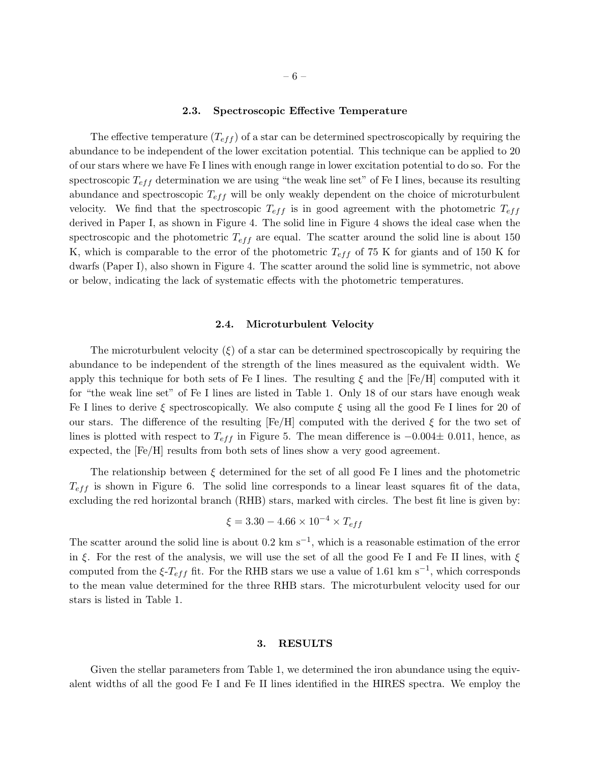### 2.3. Spectroscopic Effective Temperature

The effective temperature ($T_{eff}$) of a star can be determined spectroscopically by requiring the abundance to be independent of the lower excitation potential. This technique can be applied to 20 of our stars where we have Fe I lines with enough range in lower excitation potential to do so. For the spectroscopic $T_{eff}$ determination we are using "the weak line set" of Fe I lines, because its resulting abundance and spectroscopic $T_{eff}$ will be only weakly dependent on the choice of microturbulent velocity. We find that the spectroscopic $T_{eff}$ is in good agreement with the photometric $T_{eff}$ derived in Paper I, as shown in Figure 4. The solid line in Figure 4 shows the ideal case when the spectroscopic and the photometric $T_{eff}$ are equal. The scatter around the solid line is about 150 K, which is comparable to the error of the photometric $T_{eff}$ of 75 K for giants and of 150 K for dwarfs (Paper I), also shown in Figure 4. The scatter around the solid line is symmetric, not above or below, indicating the lack of systematic effects with the photometric temperatures.

### 2.4. Microturbulent Velocity

The microturbulent velocity ($\xi$) of a star can be determined spectroscopically by requiring the abundance to be independent of the strength of the lines measured as the equivalent width. We apply this technique for both sets of Fe I lines. The resulting $\xi$ and the [Fe/H] computed with it for "the weak line set" of Fe I lines are listed in Table 1. Only 18 of our stars have enough weak Fe I lines to derive $\xi$ spectroscopically. We also compute $\xi$ using all the good Fe I lines for 20 of our stars. The difference of the resulting [Fe/H] computed with the derived $\xi$ for the two set of lines is plotted with respect to $T_{eff}$ in Figure 5. The mean difference is $-0.004\pm$ 0.011, hence, as expected, the [Fe/H] results from both sets of lines show a very good agreement.

The relationship between $\xi$ determined for the set of all good Fe I lines and the photometric $T_{eff}$ is shown in Figure 6. The solid line corresponds to a linear least squares fit of the data, excluding the red horizontal branch (RHB) stars, marked with circles. The best fit line is given by:

$$\xi = 3.30 - 4.66 \times 10^{-4} \times T_{eff}$$

The scatter around the solid line is about 0.2 km s$^{-1}$, which is a reasonable estimation of the error in $\xi$. For the rest of the analysis, we will use the set of all the good Fe I and Fe II lines, with $\xi$ computed from the $\xi$-$T_{eff}$ fit. For the RHB stars we use a value of 1.61 km s$^{-1}$, which corresponds to the mean value determined for the three RHB stars. The microturbulent velocity used for our stars is listed in Table 1.

## 3. RESULTS

Given the stellar parameters from Table 1, we determined the iron abundance using the equivalent widths of all the good Fe I and Fe II lines identified in the HIRES spectra. We employ the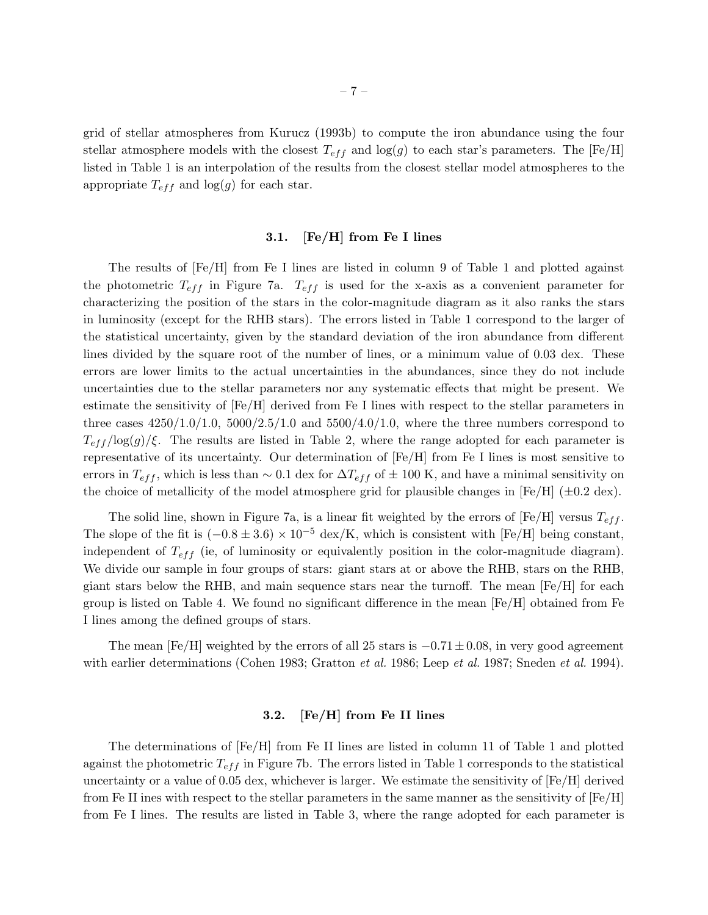grid of stellar atmospheres from Kurucz (1993b) to compute the iron abundance using the four stellar atmosphere models with the closest $T_{eff}$ and $\log(g)$ to each star's parameters. The [Fe/H] listed in Table 1 is an interpolation of the results from the closest stellar model atmospheres to the appropriate $T_{eff}$ and $\log(g)$ for each star.

### 3.1. [Fe/H] from Fe I lines

The results of [Fe/H] from Fe I lines are listed in column 9 of Table 1 and plotted against the photometric $T_{eff}$ in Figure 7a. $T_{eff}$ is used for the x-axis as a convenient parameter for characterizing the position of the stars in the color-magnitude diagram as it also ranks the stars in luminosity (except for the RHB stars). The errors listed in Table 1 correspond to the larger of the statistical uncertainty, given by the standard deviation of the iron abundance from different lines divided by the square root of the number of lines, or a minimum value of 0.03 dex. These errors are lower limits to the actual uncertainties in the abundances, since they do not include uncertainties due to the stellar parameters nor any systematic effects that might be present. We estimate the sensitivity of [Fe/H] derived from Fe I lines with respect to the stellar parameters in three cases 4250/1.0/1.0, 5000/2.5/1.0 and 5500/4.0/1.0, where the three numbers correspond to $T_{eff}/\log(g)/\xi$. The results are listed in Table 2, where the range adopted for each parameter is representative of its uncertainty. Our determination of [Fe/H] from Fe I lines is most sensitive to errors in $T_{eff}$, which is less than $\sim 0.1$ dex for $\Delta T_{eff}$ of $\pm$ 100 K, and have a minimal sensitivity on the choice of metallicity of the model atmosphere grid for plausible changes in [Fe/H] ($\pm 0.2$ dex).

The solid line, shown in Figure 7a, is a linear fit weighted by the errors of [Fe/H] versus $T_{eff}$. The slope of the fit is $(-0.8 \pm 3.6) \times 10^{-5}$ dex/K, which is consistent with [Fe/H] being constant, independent of $T_{eff}$ (ie, of luminosity or equivalently position in the color-magnitude diagram). We divide our sample in four groups of stars: giant stars at or above the RHB, stars on the RHB, giant stars below the RHB, and main sequence stars near the turnoff. The mean [Fe/H] for each group is listed on Table 4. We found no significant difference in the mean [Fe/H] obtained from Fe I lines among the defined groups of stars.

The mean [Fe/H] weighted by the errors of all 25 stars is $-0.71 \pm 0.08$, in very good agreement with earlier determinations (Cohen 1983; Gratton *et al.* 1986; Leep *et al.* 1987; Sneden *et al.* 1994).

### 3.2. [Fe/H] from Fe II lines

The determinations of [Fe/H] from Fe II lines are listed in column 11 of Table 1 and plotted against the photometric $T_{eff}$ in Figure 7b. The errors listed in Table 1 corresponds to the statistical uncertainty or a value of 0.05 dex, whichever is larger. We estimate the sensitivity of [Fe/H] derived from Fe II ines with respect to the stellar parameters in the same manner as the sensitivity of [Fe/H] from Fe I lines. The results are listed in Table 3, where the range adopted for each parameter is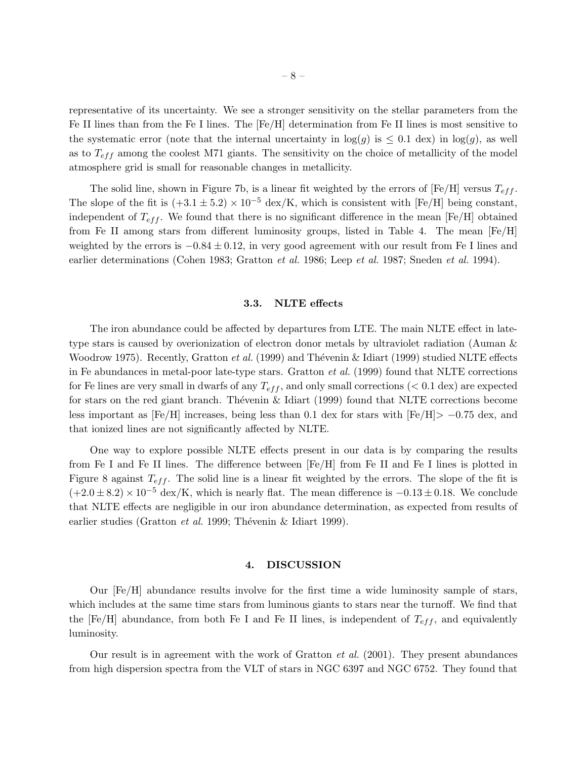representative of its uncertainty. We see a stronger sensitivity on the stellar parameters from the Fe II lines than from the Fe I lines. The [Fe/H] determination from Fe II lines is most sensitive to the systematic error (note that the internal uncertainty in $\log(g)$ is $\leq 0.1$ dex) in $\log(g)$, as well as to $T_{eff}$ among the coolest M71 giants. The sensitivity on the choice of metallicity of the model atmosphere grid is small for reasonable changes in metallicity.

The solid line, shown in Figure 7b, is a linear fit weighted by the errors of [Fe/H] versus $T_{eff}$. The slope of the fit is $(+3.1 \pm 5.2) \times 10^{-5}$ dex/K, which is consistent with [Fe/H] being constant, independent of $T_{eff}$. We found that there is no significant difference in the mean [Fe/H] obtained from Fe II among stars from different luminosity groups, listed in Table 4. The mean [Fe/H] weighted by the errors is $-0.84 \pm 0.12$, in very good agreement with our result from Fe I lines and earlier determinations (Cohen 1983; Gratton *et al.* 1986; Leep *et al.* 1987; Sneden *et al.* 1994).

### 3.3. NLTE effects

The iron abundance could be affected by departures from LTE. The main NLTE effect in late-type stars is caused by overionization of electron donor metals by ultraviolet radiation (Auman & Woodrow 1975). Recently, Gratton *et al.* (1999) and Thévenin & Idiart (1999) studied NLTE effects in Fe abundances in metal-poor late-type stars. Gratton *et al.* (1999) found that NLTE corrections for Fe lines are very small in dwarfs of any $T_{eff}$, and only small corrections ($< 0.1$ dex) are expected for stars on the red giant branch. Thévenin & Idiart (1999) found that NLTE corrections become less important as [Fe/H] increases, being less than 0.1 dex for stars with [Fe/H]$> -0.75$ dex, and that ionized lines are not significantly affected by NLTE.

One way to explore possible NLTE effects present in our data is by comparing the results from Fe I and Fe II lines. The difference between [Fe/H] from Fe II and Fe I lines is plotted in Figure 8 against $T_{eff}$. The solid line is a linear fit weighted by the errors. The slope of the fit is $(+2.0 \pm 8.2) \times 10^{-5}$ dex/K, which is nearly flat. The mean difference is $-0.13 \pm 0.18$. We conclude that NLTE effects are negligible in our iron abundance determination, as expected from results of earlier studies (Gratton *et al.* 1999; Thévenin & Idiart 1999).

## 4. DISCUSSION

Our [Fe/H] abundance results involve for the first time a wide luminosity sample of stars, which includes at the same time stars from luminous giants to stars near the turnoff. We find that the [Fe/H] abundance, from both Fe I and Fe II lines, is independent of $T_{eff}$, and equivalently luminosity.

Our result is in agreement with the work of Gratton *et al.* (2001). They present abundances from high dispersion spectra from the VLT of stars in NGC 6397 and NGC 6752. They found that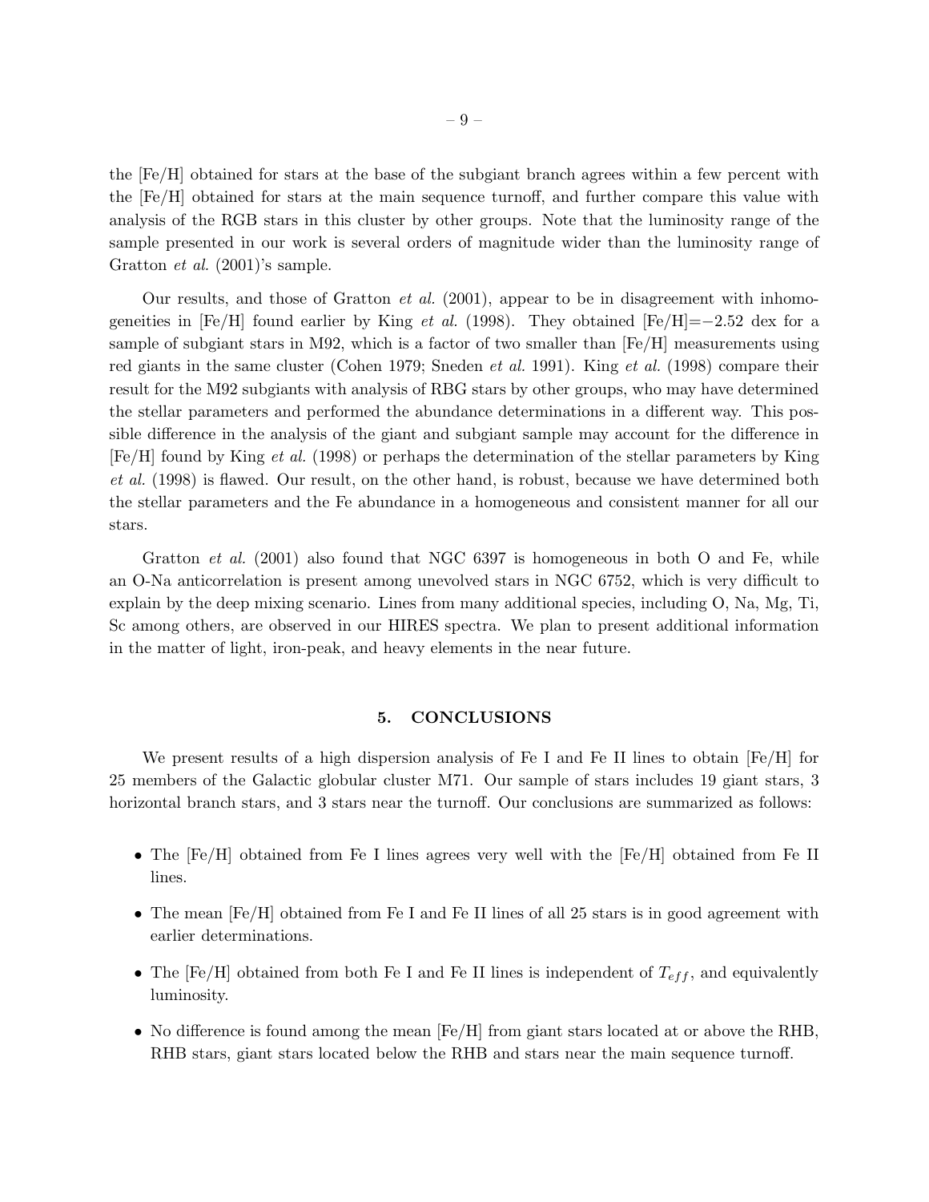the [Fe/H] obtained for stars at the base of the subgiant branch agrees within a few percent with the [Fe/H] obtained for stars at the main sequence turnoff, and further compare this value with analysis of the RGB stars in this cluster by other groups. Note that the luminosity range of the sample presented in our work is several orders of magnitude wider than the luminosity range of Gratton *et al.* (2001)'s sample.

Our results, and those of Gratton *et al.* (2001), appear to be in disagreement with inhomogeneities in [Fe/H] found earlier by King *et al.* (1998). They obtained [Fe/H]=−2.52 dex for a sample of subgiant stars in M92, which is a factor of two smaller than [Fe/H] measurements using red giants in the same cluster (Cohen 1979; Sneden *et al.* 1991). King *et al.* (1998) compare their result for the M92 subgiants with analysis of RBG stars by other groups, who may have determined the stellar parameters and performed the abundance determinations in a different way. This possible difference in the analysis of the giant and subgiant sample may account for the difference in [Fe/H] found by King *et al.* (1998) or perhaps the determination of the stellar parameters by King *et al.* (1998) is flawed. Our result, on the other hand, is robust, because we have determined both the stellar parameters and the Fe abundance in a homogeneous and consistent manner for all our stars.

Gratton *et al.* (2001) also found that NGC 6397 is homogeneous in both O and Fe, while an O-Na anticorrelation is present among unevolved stars in NGC 6752, which is very difficult to explain by the deep mixing scenario. Lines from many additional species, including O, Na, Mg, Ti, Sc among others, are observed in our HIRES spectra. We plan to present additional information in the matter of light, iron-peak, and heavy elements in the near future.

## 5. CONCLUSIONS

We present results of a high dispersion analysis of Fe I and Fe II lines to obtain [Fe/H] for 25 members of the Galactic globular cluster M71. Our sample of stars includes 19 giant stars, 3 horizontal branch stars, and 3 stars near the turnoff. Our conclusions are summarized as follows:

- The [Fe/H] obtained from Fe I lines agrees very well with the [Fe/H] obtained from Fe II lines.
- The mean [Fe/H] obtained from Fe I and Fe II lines of all 25 stars is in good agreement with earlier determinations.
- The [Fe/H] obtained from both Fe I and Fe II lines is independent of $T_{eff}$, and equivalently luminosity.
- No difference is found among the mean [Fe/H] from giant stars located at or above the RHB, RHB stars, giant stars located below the RHB and stars near the main sequence turnoff.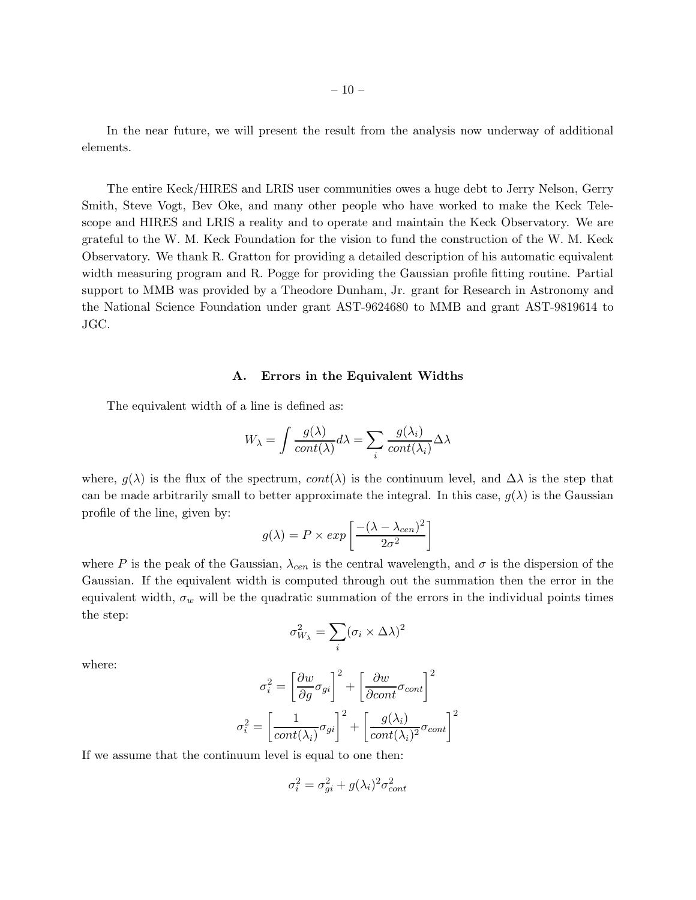In the near future, we will present the result from the analysis now underway of additional elements.

The entire Keck/HIRES and LRIS user communities owes a huge debt to Jerry Nelson, Gerry Smith, Steve Vogt, Bev Oke, and many other people who have worked to make the Keck Telescope and HIRES and LRIS a reality and to operate and maintain the Keck Observatory. We are grateful to the W. M. Keck Foundation for the vision to fund the construction of the W. M. Keck Observatory. We thank R. Gratton for providing a detailed description of his automatic equivalent width measuring program and R. Pogge for providing the Gaussian profile fitting routine. Partial support to MMB was provided by a Theodore Dunham, Jr. grant for Research in Astronomy and the National Science Foundation under grant AST-9624680 to MMB and grant AST-9819614 to JGC.

## A. Errors in the Equivalent Widths

The equivalent width of a line is defined as:

$$W_\lambda = \int \frac{g(\lambda)}{cont(\lambda)} d\lambda = \sum_i \frac{g(\lambda_i)}{cont(\lambda_i)} \Delta\lambda$$

where, $g(\lambda)$ is the flux of the spectrum, $cont(\lambda)$ is the continuum level, and $\Delta\lambda$ is the step that can be made arbitrarily small to better approximate the integral. In this case, $g(\lambda)$ is the Gaussian profile of the line, given by:

$$g(\lambda) = P \times exp\left[\frac{-(\lambda - \lambda_{cen})^2}{2\sigma^2}\right]$$

where $P$ is the peak of the Gaussian, $\lambda_{cen}$ is the central wavelength, and $\sigma$ is the dispersion of the Gaussian. If the equivalent width is computed through out the summation then the error in the equivalent width, $\sigma_w$ will be the quadratic summation of the errors in the individual points times the step:

$$\sigma^2_{W_\lambda} = \sum_i (\sigma_i \times \Delta\lambda)^2$$

where:

$$\sigma_i^2 = \left[\frac{\partial w}{\partial g}\sigma_{gi}\right]^2 + \left[\frac{\partial w}{\partial cont}\sigma_{cont}\right]^2$$

$$\sigma_i^2 = \left[\frac{1}{cont(\lambda_i)}\sigma_{gi}\right]^2 + \left[\frac{g(\lambda_i)}{cont(\lambda_i)^2}\sigma_{cont}\right]^2$$

If we assume that the continuum level is equal to one then:

$$\sigma_i^2 = \sigma_{gi}^2 + g(\lambda_i)^2\sigma_{cont}^2$$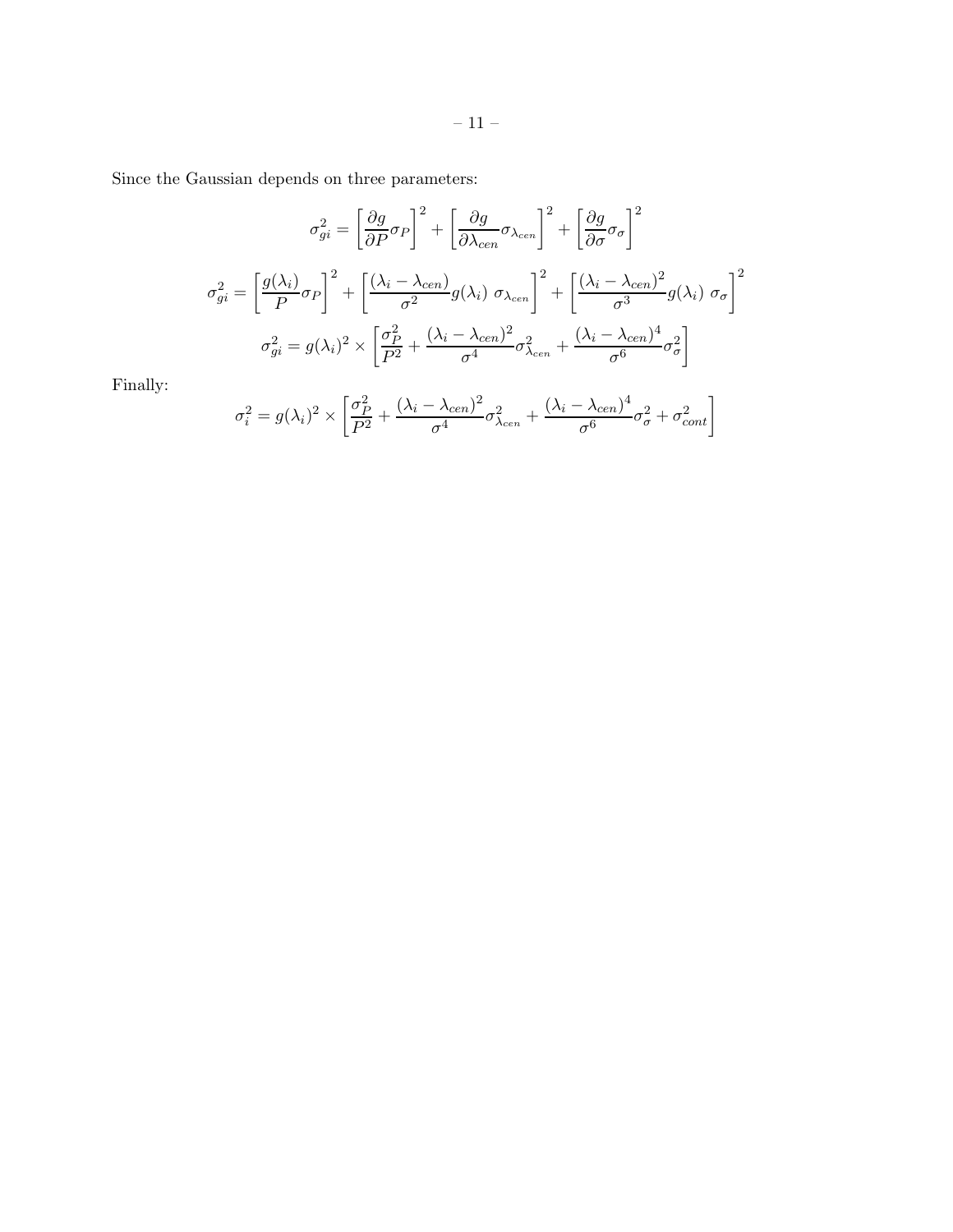Since the Gaussian depends on three parameters:

$$\sigma_{gi}^2 = \left[\frac{\partial g}{\partial P}\sigma_P\right]^2 + \left[\frac{\partial g}{\partial \lambda_{cen}}\sigma_{\lambda_{cen}}\right]^2 + \left[\frac{\partial g}{\partial \sigma}\sigma_\sigma\right]^2$$

$$\sigma_{gi}^2 = \left[\frac{g(\lambda_i)}{P}\sigma_P\right]^2 + \left[\frac{(\lambda_i - \lambda_{cen})}{\sigma^2}g(\lambda_i)\ \sigma_{\lambda_{cen}}\right]^2 + \left[\frac{(\lambda_i - \lambda_{cen})^2}{\sigma^3}g(\lambda_i)\ \sigma_\sigma\right]^2$$

$$\sigma_{gi}^2 = g(\lambda_i)^2 \times \left[\frac{\sigma_P^2}{P^2} + \frac{(\lambda_i - \lambda_{cen})^2}{\sigma^4}\sigma_{\lambda_{cen}}^2 + \frac{(\lambda_i - \lambda_{cen})^4}{\sigma^6}\sigma_\sigma^2\right]$$

Finally:

$$\sigma_i^2 = g(\lambda_i)^2 \times \left[\frac{\sigma_P^2}{P^2} + \frac{(\lambda_i - \lambda_{cen})^2}{\sigma^4}\sigma_{\lambda_{cen}}^2 + \frac{(\lambda_i - \lambda_{cen})^4}{\sigma^6}\sigma_\sigma^2 + \sigma_{cont}^2\right]$$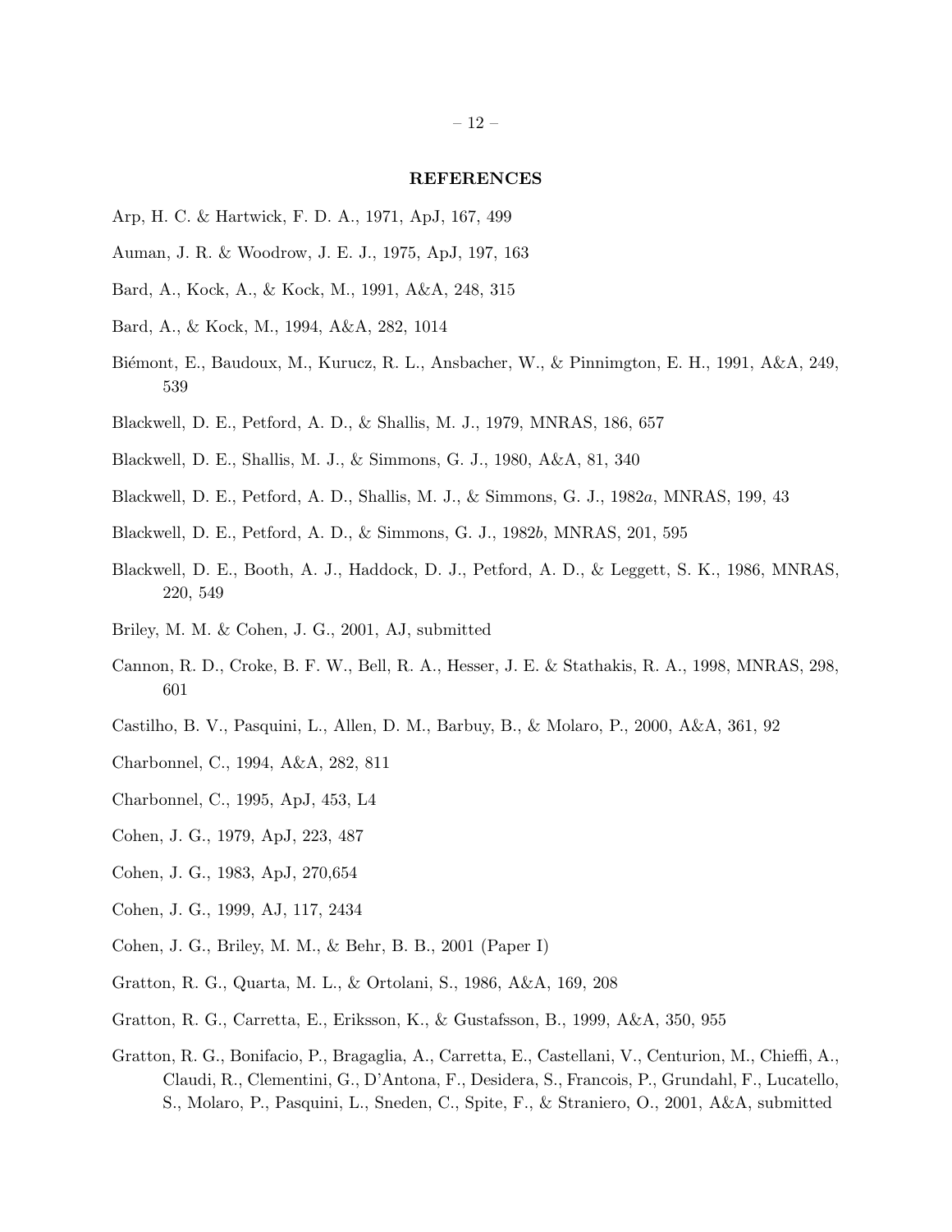## REFERENCES

Arp, H. C. & Hartwick, F. D. A., 1971, ApJ, 167, 499

Auman, J. R. & Woodrow, J. E. J., 1975, ApJ, 197, 163

Bard, A., Kock, A., & Kock, M., 1991, A&A, 248, 315

Bard, A., & Kock, M., 1994, A&A, 282, 1014

Biémont, E., Baudoux, M., Kurucz, R. L., Ansbacher, W., & Pinnimgton, E. H., 1991, A&A, 249, 539

Blackwell, D. E., Petford, A. D., & Shallis, M. J., 1979, MNRAS, 186, 657

Blackwell, D. E., Shallis, M. J., & Simmons, G. J., 1980, A&A, 81, 340

Blackwell, D. E., Petford, A. D., Shallis, M. J., & Simmons, G. J., 1982*a*, MNRAS, 199, 43

Blackwell, D. E., Petford, A. D., & Simmons, G. J., 1982*b*, MNRAS, 201, 595

Blackwell, D. E., Booth, A. J., Haddock, D. J., Petford, A. D., & Leggett, S. K., 1986, MNRAS, 220, 549

Briley, M. M. & Cohen, J. G., 2001, AJ, submitted

Cannon, R. D., Croke, B. F. W., Bell, R. A., Hesser, J. E. & Stathakis, R. A., 1998, MNRAS, 298, 601

Castilho, B. V., Pasquini, L., Allen, D. M., Barbuy, B., & Molaro, P., 2000, A&A, 361, 92

Charbonnel, C., 1994, A&A, 282, 811

Charbonnel, C., 1995, ApJ, 453, L4

Cohen, J. G., 1979, ApJ, 223, 487

Cohen, J. G., 1983, ApJ, 270,654

Cohen, J. G., 1999, AJ, 117, 2434

Cohen, J. G., Briley, M. M., & Behr, B. B., 2001 (Paper I)

Gratton, R. G., Quarta, M. L., & Ortolani, S., 1986, A&A, 169, 208

Gratton, R. G., Carretta, E., Eriksson, K., & Gustafsson, B., 1999, A&A, 350, 955

Gratton, R. G., Bonifacio, P., Bragaglia, A., Carretta, E., Castellani, V., Centurion, M., Chieffi, A., Claudi, R., Clementini, G., D'Antona, F., Desidera, S., Francois, P., Grundahl, F., Lucatello, S., Molaro, P., Pasquini, L., Sneden, C., Spite, F., & Straniero, O., 2001, A&A, submitted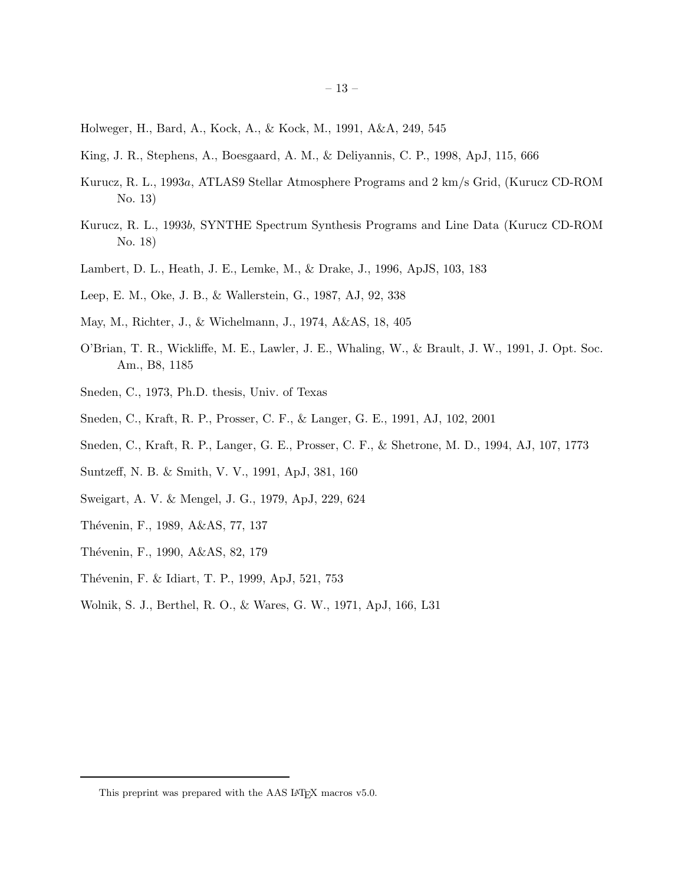Holweger, H., Bard, A., Kock, A., & Kock, M., 1991, A&A, 249, 545

King, J. R., Stephens, A., Boesgaard, A. M., & Deliyannis, C. P., 1998, ApJ, 115, 666

Kurucz, R. L., 1993*a*, ATLAS9 Stellar Atmosphere Programs and 2 km/s Grid, (Kurucz CD-ROM No. 13)

Kurucz, R. L., 1993*b*, SYNTHE Spectrum Synthesis Programs and Line Data (Kurucz CD-ROM No. 18)

Lambert, D. L., Heath, J. E., Lemke, M., & Drake, J., 1996, ApJS, 103, 183

Leep, E. M., Oke, J. B., & Wallerstein, G., 1987, AJ, 92, 338

May, M., Richter, J., & Wichelmann, J., 1974, A&AS, 18, 405

O'Brian, T. R., Wickliffe, M. E., Lawler, J. E., Whaling, W., & Brault, J. W., 1991, J. Opt. Soc. Am., B8, 1185

Sneden, C., 1973, Ph.D. thesis, Univ. of Texas

Sneden, C., Kraft, R. P., Prosser, C. F., & Langer, G. E., 1991, AJ, 102, 2001

Sneden, C., Kraft, R. P., Langer, G. E., Prosser, C. F., & Shetrone, M. D., 1994, AJ, 107, 1773

Suntzeff, N. B. & Smith, V. V., 1991, ApJ, 381, 160

Sweigart, A. V. & Mengel, J. G., 1979, ApJ, 229, 624

Thévenin, F., 1989, A&AS, 77, 137

Thévenin, F., 1990, A&AS, 82, 179

Thévenin, F. & Idiart, T. P., 1999, ApJ, 521, 753

Wolnik, S. J., Berthel, R. O., & Wares, G. W., 1971, ApJ, 166, L31

This preprint was prepared with the AAS LaTeX macros v5.0.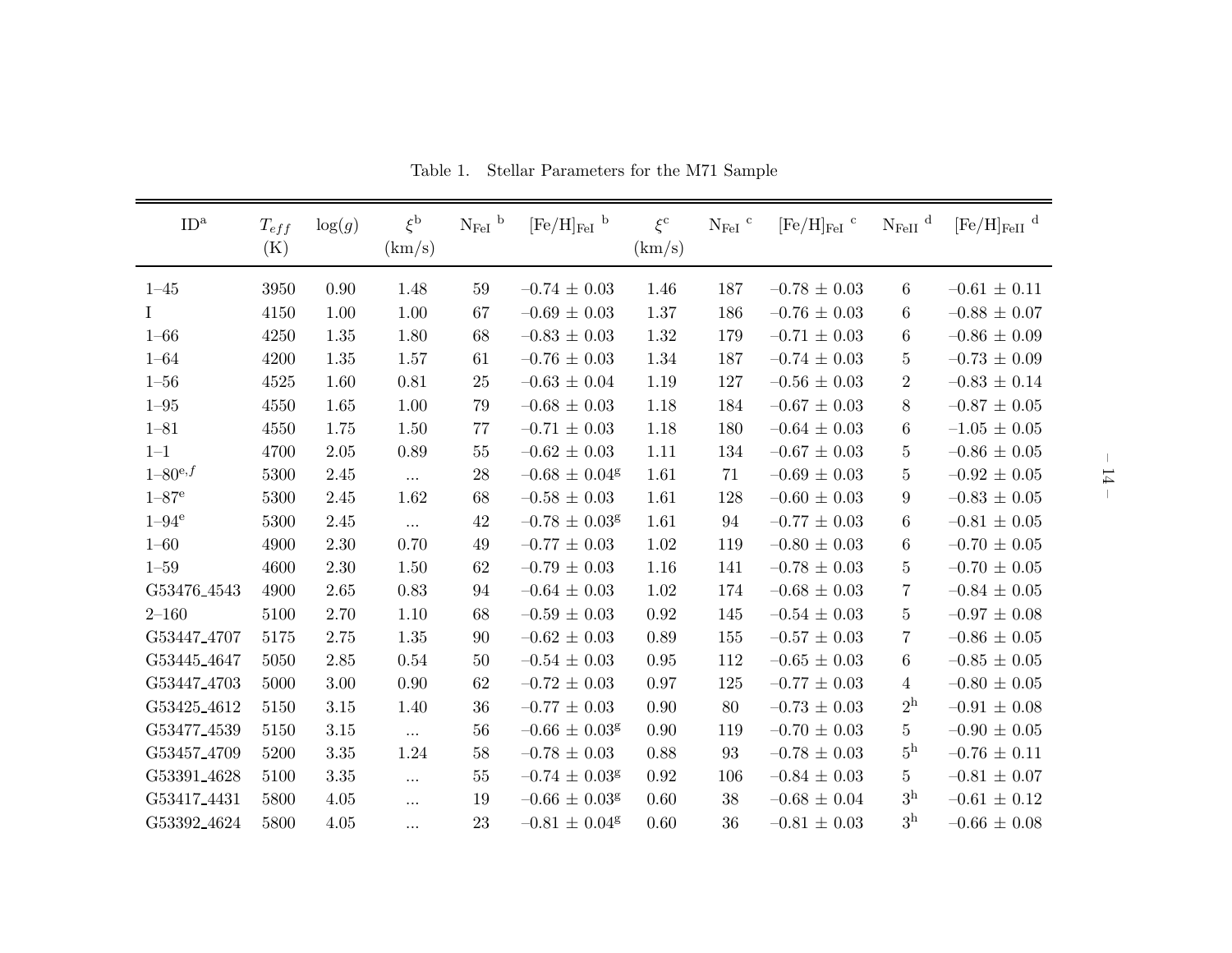Table 1. Stellar Parameters for the M71 Sample

| ID[a] | $T_{eff}$ (K) | log($g$) | $\xi$[b] (km/s) | $N_{FeI}$ [b] | $[Fe/H]_{FeI}$ [b] | $\xi$[c] (km/s) | $N_{FeI}$ [c] | $[Fe/H]_{FeI}$ [c] | $N_{FeII}$ [d] | $[Fe/H]_{FeII}$ [d] |
|---|---|---|---|---|---|---|---|---|---|---|
| 1–45 | 3950 | 0.90 | 1.48 | 59 | –0.74 ± 0.03 | 1.46 | 187 | –0.78 ± 0.03 | 6 | –0.61 ± 0.11 |
| I | 4150 | 1.00 | 1.00 | 67 | –0.69 ± 0.03 | 1.37 | 186 | –0.76 ± 0.03 | 6 | –0.88 ± 0.07 |
| 1–66 | 4250 | 1.35 | 1.80 | 68 | –0.83 ± 0.03 | 1.32 | 179 | –0.71 ± 0.03 | 6 | –0.86 ± 0.09 |
| 1–64 | 4200 | 1.35 | 1.57 | 61 | –0.76 ± 0.03 | 1.34 | 187 | –0.74 ± 0.03 | 5 | –0.73 ± 0.09 |
| 1–56 | 4525 | 1.60 | 0.81 | 25 | –0.63 ± 0.04 | 1.19 | 127 | –0.56 ± 0.03 | 2 | –0.83 ± 0.14 |
| 1–95 | 4550 | 1.65 | 1.00 | 79 | –0.68 ± 0.03 | 1.18 | 184 | –0.67 ± 0.03 | 8 | –0.87 ± 0.05 |
| 1–81 | 4550 | 1.75 | 1.50 | 77 | –0.71 ± 0.03 | 1.18 | 180 | –0.64 ± 0.03 | 6 | –1.05 ± 0.05 |
| 1–1 | 4700 | 2.05 | 0.89 | 55 | –0.62 ± 0.03 | 1.11 | 134 | –0.67 ± 0.03 | 5 | –0.86 ± 0.05 |
| 1–80[e,f] | 5300 | 2.45 | ... | 28 | –0.68 ± 0.04[g] | 1.61 | 71 | –0.69 ± 0.03 | 5 | –0.92 ± 0.05 |
| 1–87[e] | 5300 | 2.45 | 1.62 | 68 | –0.58 ± 0.03 | 1.61 | 128 | –0.60 ± 0.03 | 9 | –0.83 ± 0.05 |
| 1–94[e] | 5300 | 2.45 | ... | 42 | –0.78 ± 0.03[g] | 1.61 | 94 | –0.77 ± 0.03 | 6 | –0.81 ± 0.05 |
| 1–60 | 4900 | 2.30 | 0.70 | 49 | –0.77 ± 0.03 | 1.02 | 119 | –0.80 ± 0.03 | 6 | –0.70 ± 0.05 |
| 1–59 | 4600 | 2.30 | 1.50 | 62 | –0.79 ± 0.03 | 1.16 | 141 | –0.78 ± 0.03 | 5 | –0.70 ± 0.05 |
| G53476_4543 | 4900 | 2.65 | 0.83 | 94 | –0.64 ± 0.03 | 1.02 | 174 | –0.68 ± 0.03 | 7 | –0.84 ± 0.05 |
| 2–160 | 5100 | 2.70 | 1.10 | 68 | –0.59 ± 0.03 | 0.92 | 145 | –0.54 ± 0.03 | 5 | –0.97 ± 0.08 |
| G53447_4707 | 5175 | 2.75 | 1.35 | 90 | –0.62 ± 0.03 | 0.89 | 155 | –0.57 ± 0.03 | 7 | –0.86 ± 0.05 |
| G53445_4647 | 5050 | 2.85 | 0.54 | 50 | –0.54 ± 0.03 | 0.95 | 112 | –0.65 ± 0.03 | 6 | –0.85 ± 0.05 |
| G53447_4703 | 5000 | 3.00 | 0.90 | 62 | –0.72 ± 0.03 | 0.97 | 125 | –0.77 ± 0.03 | 4 | –0.80 ± 0.05 |
| G53425_4612 | 5150 | 3.15 | 1.40 | 36 | –0.77 ± 0.03 | 0.90 | 80 | –0.73 ± 0.03 | 2[h] | –0.91 ± 0.08 |
| G53477_4539 | 5150 | 3.15 | ... | 56 | –0.66 ± 0.03[g] | 0.90 | 119 | –0.70 ± 0.03 | 5 | –0.90 ± 0.05 |
| G53457_4709 | 5200 | 3.35 | 1.24 | 58 | –0.78 ± 0.03 | 0.88 | 93 | –0.78 ± 0.03 | 5[h] | –0.76 ± 0.11 |
| G53391_4628 | 5100 | 3.35 | ... | 55 | –0.74 ± 0.03[g] | 0.92 | 106 | –0.84 ± 0.03 | 5 | –0.81 ± 0.07 |
| G53417_4431 | 5800 | 4.05 | ... | 19 | –0.66 ± 0.03[g] | 0.60 | 38 | –0.68 ± 0.04 | 3[h] | –0.61 ± 0.12 |
| G53392_4624 | 5800 | 4.05 | ... | 23 | –0.81 ± 0.04[g] | 0.60 | 36 | –0.81 ± 0.03 | 3[h] | –0.66 ± 0.08 |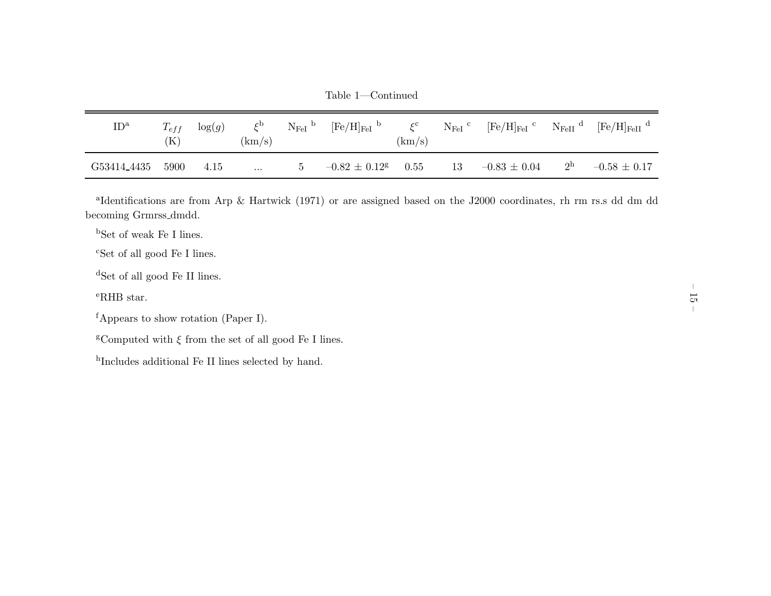Table 1—Continued

| ID[a] | $T_{eff}$ (K) | log($g$) | $\xi$[b] (km/s) | $N_{FeI}$ [b] | $[Fe/H]_{FeI}$ [b] | $\xi$[c] (km/s) | $N_{FeI}$ [c] | $[Fe/H]_{FeI}$ [c] | $N_{FeII}$ [d] | $[Fe/H]_{FeII}$ [d] |
|---|---|---|---|---|---|---|---|---|---|---|
| G53414_4435 | 5900 | 4.15 | ... | 5 | –0.82 ± 0.12[g] | 0.55 | 13 | –0.83 ± 0.04 | 2[h] | –0.58 ± 0.17 |

[a]Identifications are from Arp & Hartwick (1971) or are assigned based on the J2000 coordinates, rh rm rs.s dd dm dd becoming Grmrss_dmdd.

[b]Set of weak Fe I lines.

[c]Set of all good Fe I lines.

[d]Set of all good Fe II lines.

[e]RHB star.

[f]Appears to show rotation (Paper I).

[g]Computed with $\xi$ from the set of all good Fe I lines.

[h]Includes additional Fe II lines selected by hand.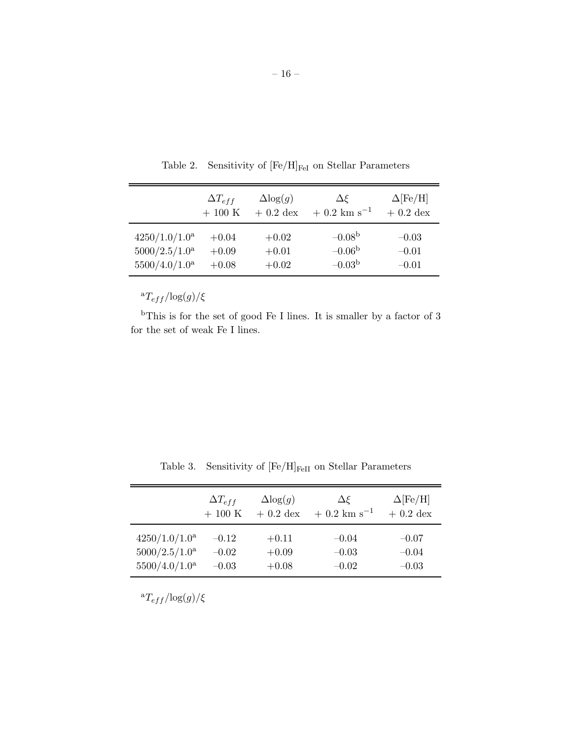Table 2. Sensitivity of $[Fe/H]_{FeI}$ on Stellar Parameters

| | $\Delta T_{eff}$ + 100 K | $\Delta \log(g)$ + 0.2 dex | $\Delta\xi$ + 0.2 km $s^{-1}$ | $\Delta$[Fe/H] + 0.2 dex |
|---|---|---|---|---|
| 4250/1.0/1.0[a] | +0.04 | +0.02 | −0.08[b] | −0.03 |
| 5000/2.5/1.0[a] | +0.09 | +0.01 | −0.06[b] | −0.01 |
| 5500/4.0/1.0[a] | +0.08 | +0.02 | −0.03[b] | −0.01 |

[a] $T_{eff}/\log(g)/\xi$

[b] This is for the set of good Fe I lines. It is smaller by a factor of 3 for the set of weak Fe I lines.

Table 3. Sensitivity of $[Fe/H]_{FeII}$ on Stellar Parameters

| | $\Delta T_{eff}$ + 100 K | $\Delta \log(g)$ + 0.2 dex | $\Delta\xi$ + 0.2 km $s^{-1}$ | $\Delta$[Fe/H] + 0.2 dex |
|---|---|---|---|---|
| 4250/1.0/1.0[a] | −0.12 | +0.11 | −0.04 | −0.07 |
| 5000/2.5/1.0[a] | −0.02 | +0.09 | −0.03 | −0.04 |
| 5500/4.0/1.0[a] | −0.03 | +0.08 | −0.02 | −0.03 |

[a] $T_{eff}/\log(g)/\xi$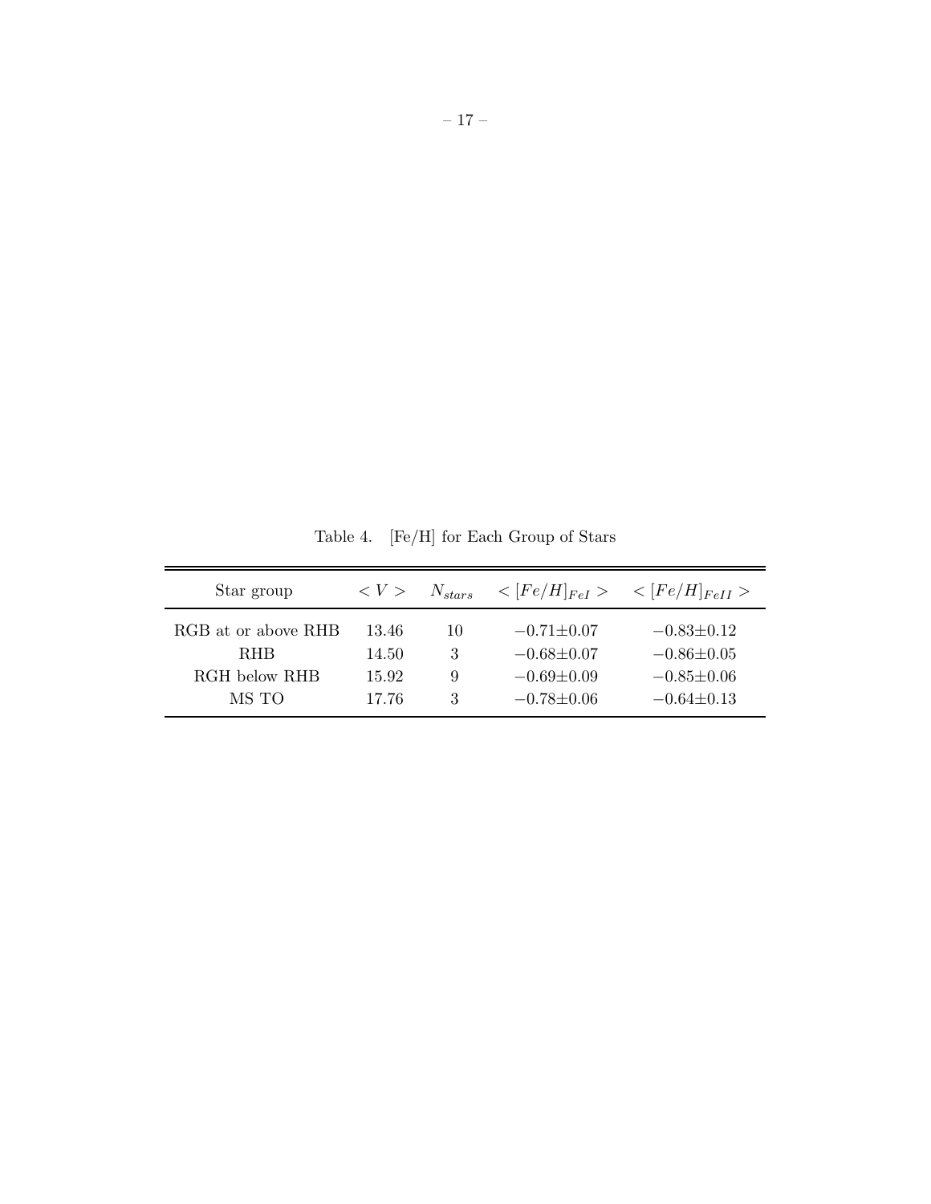Table 4. [Fe/H] for Each Group of Stars

| Star group | $< V >$ | $N_{stars}$ | $< [Fe/H]_{FeI} >$ | $< [Fe/H]_{FeII} >$ |
|---|---|---|---|---|
| RGB at or above RHB | 13.46 | 10 | $-0.71 \pm 0.07$ | $-0.83 \pm 0.12$ |
| RHB | 14.50 | 3 | $-0.68 \pm 0.07$ | $-0.86 \pm 0.05$ |
| RGH below RHB | 15.92 | 9 | $-0.69 \pm 0.09$ | $-0.85 \pm 0.06$ |
| MS TO | 17.76 | 3 | $-0.78 \pm 0.06$ | $-0.64 \pm 0.13$ |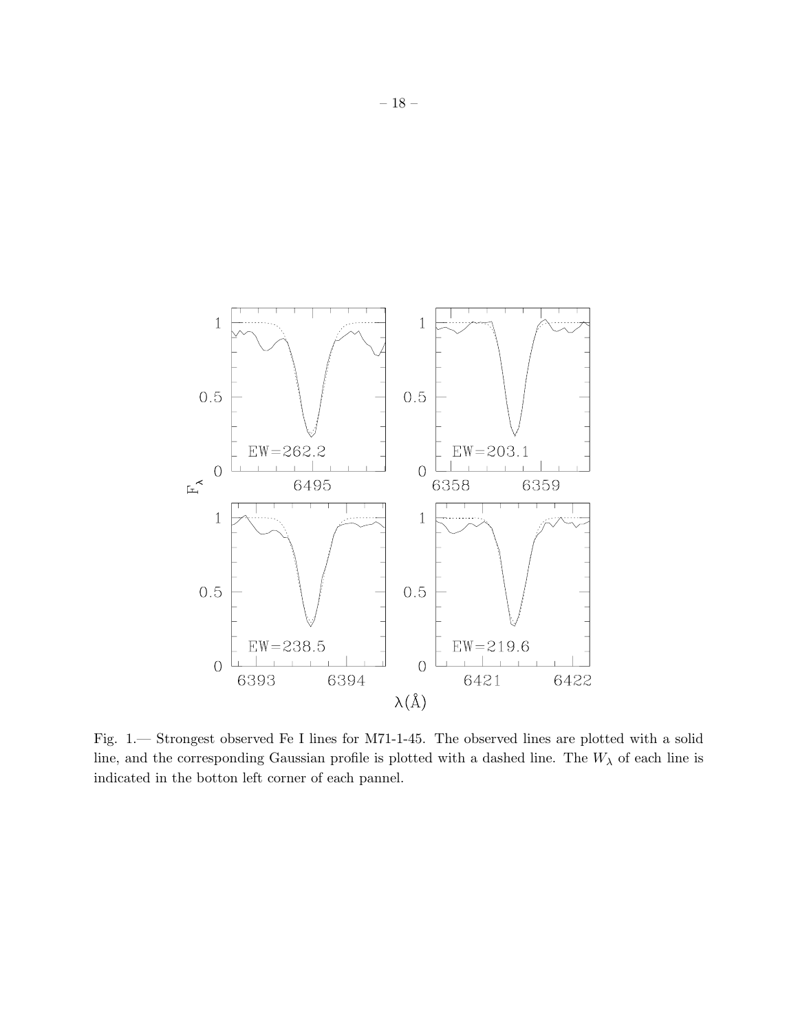Fig. 1.— Strongest observed Fe I lines for M71-1-45. The observed lines are plotted with a solid line, and the corresponding Gaussian profile is plotted with a dashed line. The $W_\lambda$ of each line is indicated in the botton left corner of each pannel.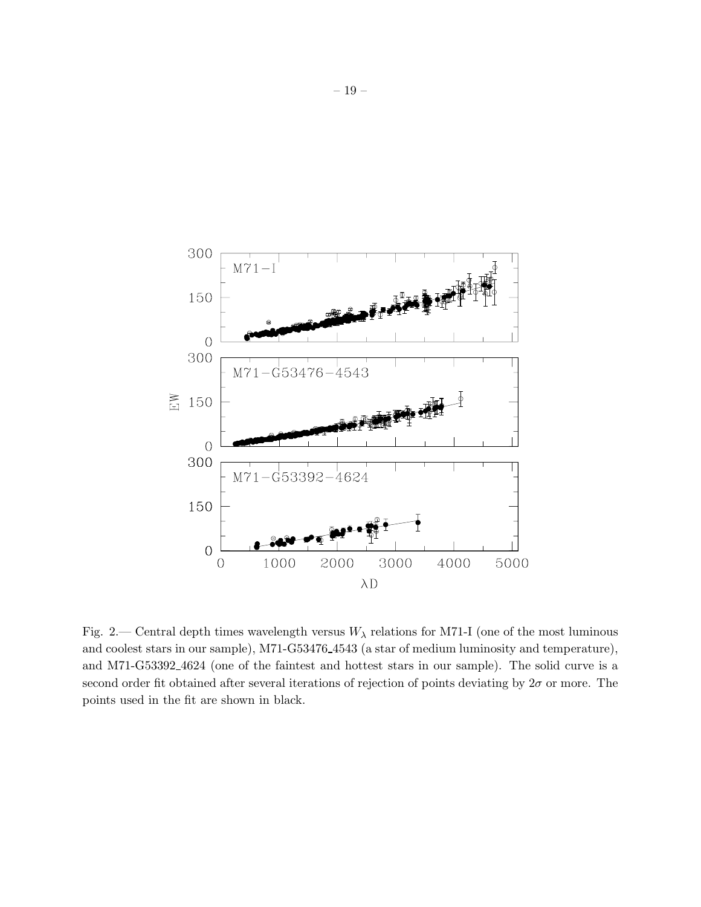Fig. 2.— Central depth times wavelength versus $W_\lambda$ relations for M71-I (one of the most luminous and coolest stars in our sample), M71-G53476_4543 (a star of medium luminosity and temperature), and M71-G53392_4624 (one of the faintest and hottest stars in our sample). The solid curve is a second order fit obtained after several iterations of rejection of points deviating by $2\sigma$ or more. The points used in the fit are shown in black.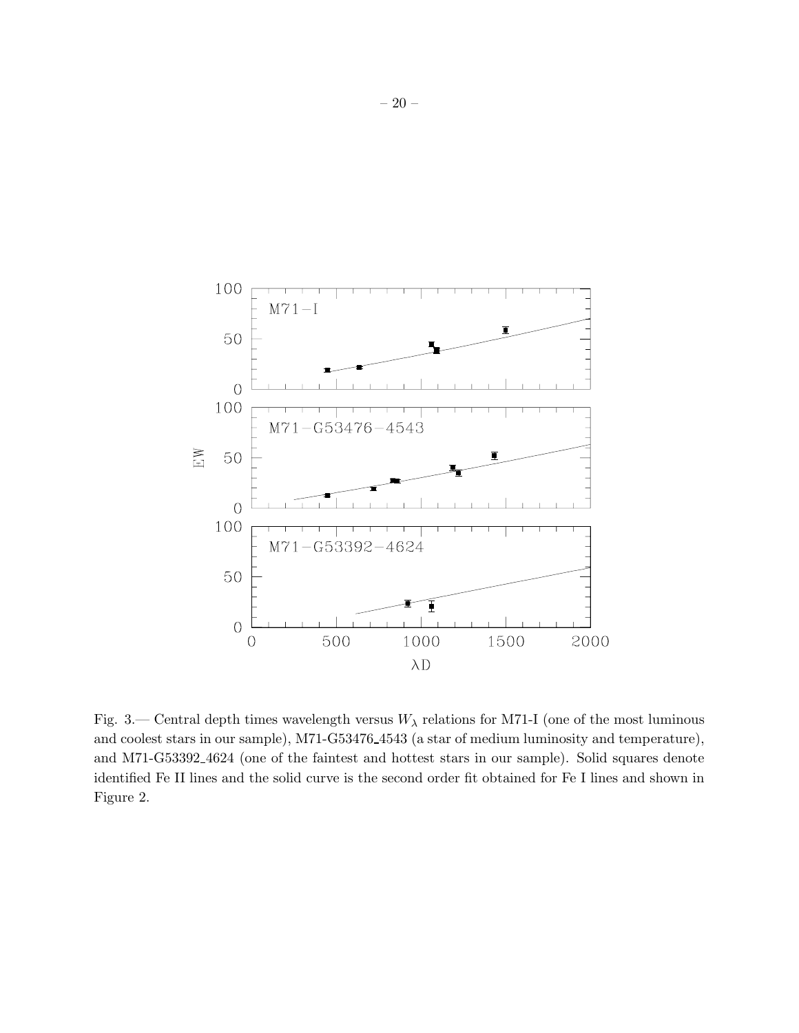Fig. 3.— Central depth times wavelength versus $W_{\lambda}$ relations for M71-I (one of the most luminous and coolest stars in our sample), M71-G53476_4543 (a star of medium luminosity and temperature), and M71-G53392_4624 (one of the faintest and hottest stars in our sample). Solid squares denote identified Fe II lines and the solid curve is the second order fit obtained for Fe I lines and shown in Figure 2.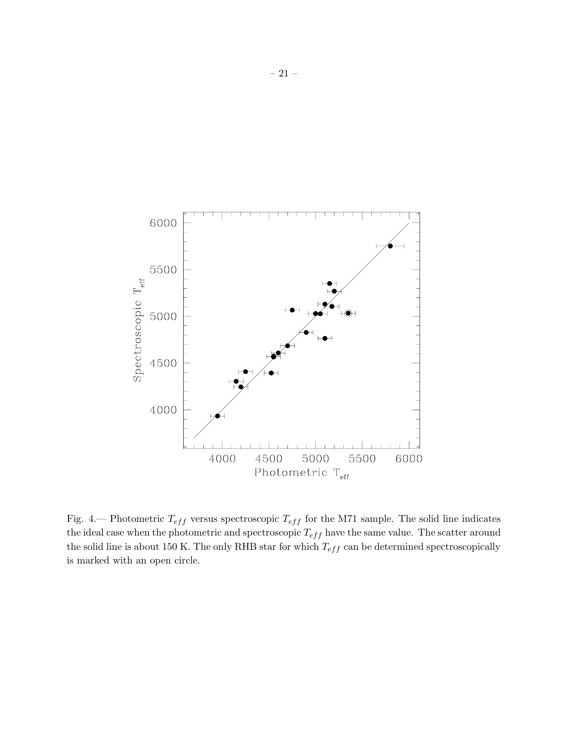Fig. 4.— Photometric $T_{eff}$ versus spectroscopic $T_{eff}$ for the M71 sample. The solid line indicates the ideal case when the photometric and spectroscopic $T_{eff}$ have the same value. The scatter around the solid line is about 150 K. The only RHB star for which $T_{eff}$ can be determined spectroscopically is marked with an open circle.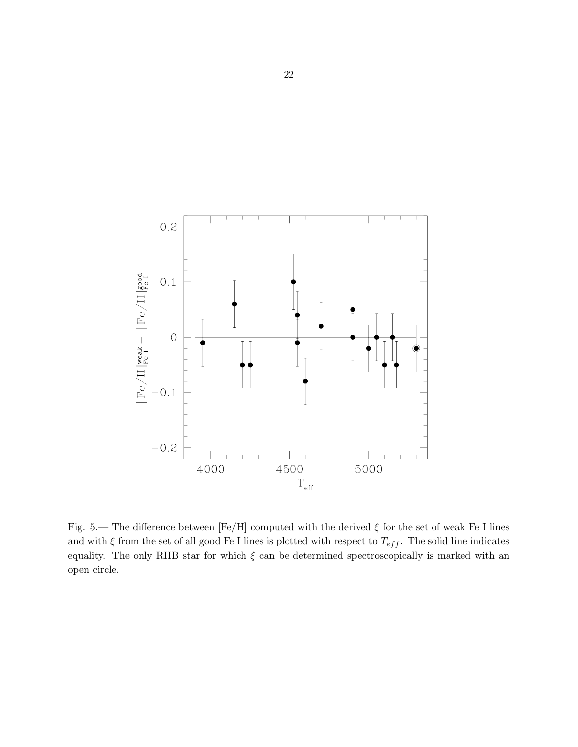Fig. 5.— The difference between [Fe/H] computed with the derived $\xi$ for the set of weak Fe I lines and with $\xi$ from the set of all good Fe I lines is plotted with respect to $T_{eff}$. The solid line indicates equality. The only RHB star for which $\xi$ can be determined spectroscopically is marked with an open circle.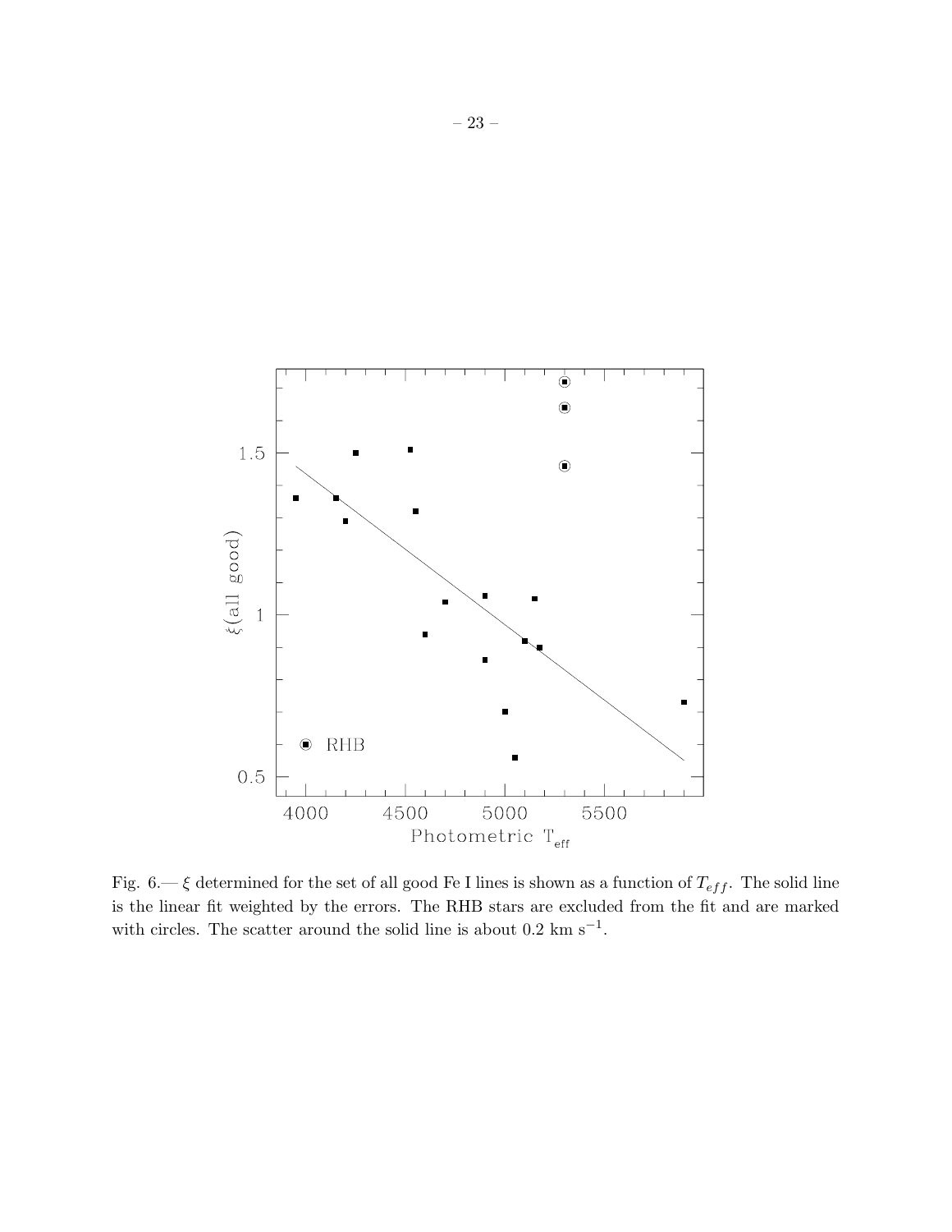Fig. 6.— $\xi$ determined for the set of all good Fe I lines is shown as a function of $T_{eff}$. The solid line is the linear fit weighted by the errors. The RHB stars are excluded from the fit and are marked with circles. The scatter around the solid line is about 0.2 km s$^{-1}$.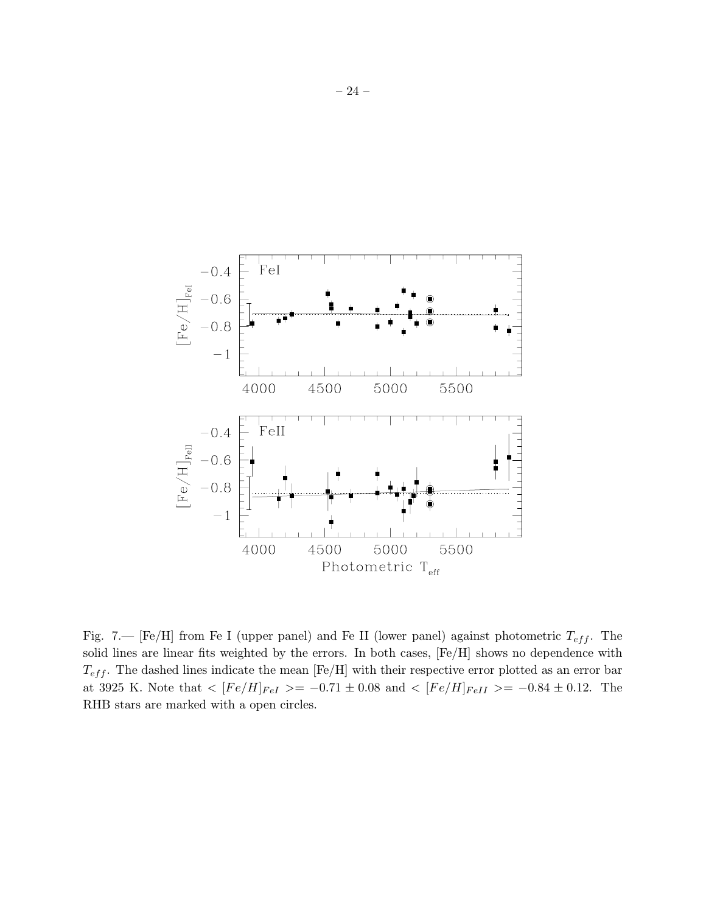Fig. 7.— [Fe/H] from Fe I (upper panel) and Fe II (lower panel) against photometric $T_{eff}$. The solid lines are linear fits weighted by the errors. In both cases, [Fe/H] shows no dependence with $T_{eff}$. The dashed lines indicate the mean [Fe/H] with their respective error plotted as an error bar at 3925 K. Note that $< [Fe/H]_{FeI} >= -0.71 \pm 0.08$ and $< [Fe/H]_{FeII} >= -0.84 \pm 0.12$. The RHB stars are marked with a open circles.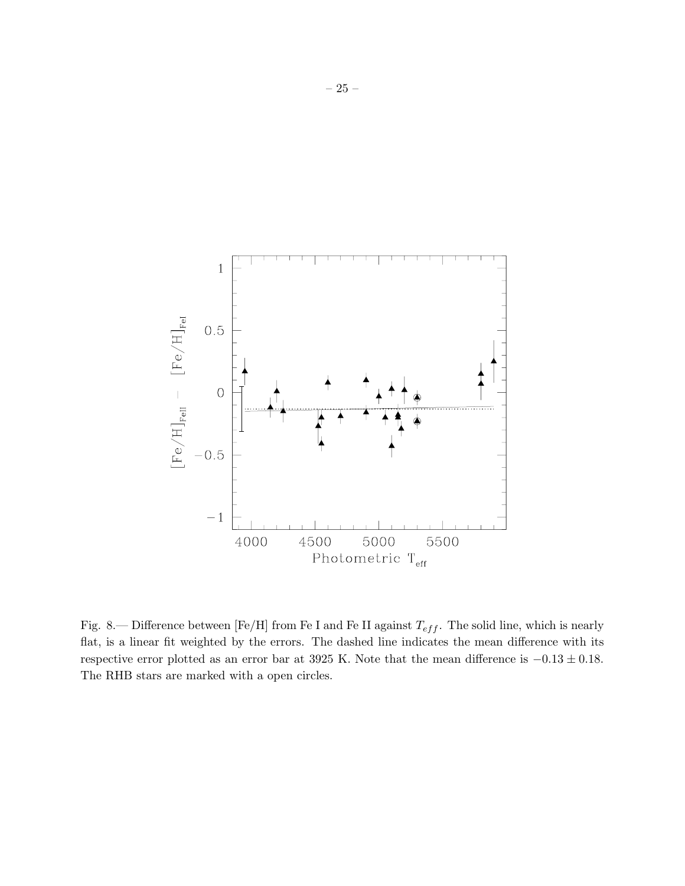1

0.5

0

−0.5

−1

$[\mathrm{Fe/H}]_{\mathrm{FeII}}$ − $[\mathrm{Fe/H}]_{\mathrm{FeI}}$

4000 4500 5000 5500

Photometric $\mathrm{T_{eff}}$

Fig. 8.— Difference between [Fe/H] from Fe I and Fe II against $T_{eff}$. The solid line, which is nearly flat, is a linear fit weighted by the errors. The dashed line indicates the mean difference with its respective error plotted as an error bar at 3925 K. Note that the mean difference is $-0.13 \pm 0.18$. The RHB stars are marked with a open circles.